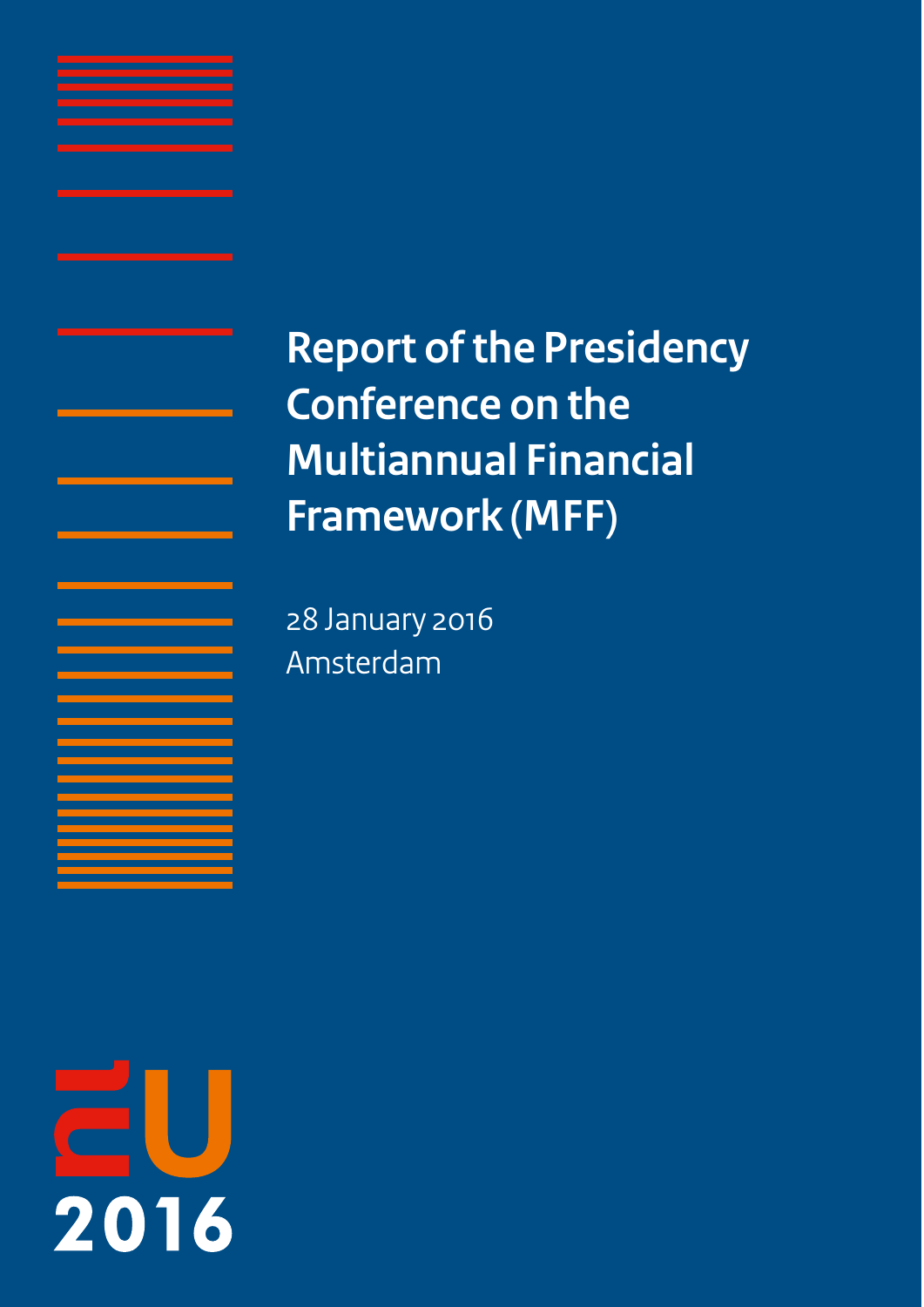# Report of the Presidency Conference on the Multiannual Financial Framework (MFF)

28 January 2016
Amsterdam

EU 2016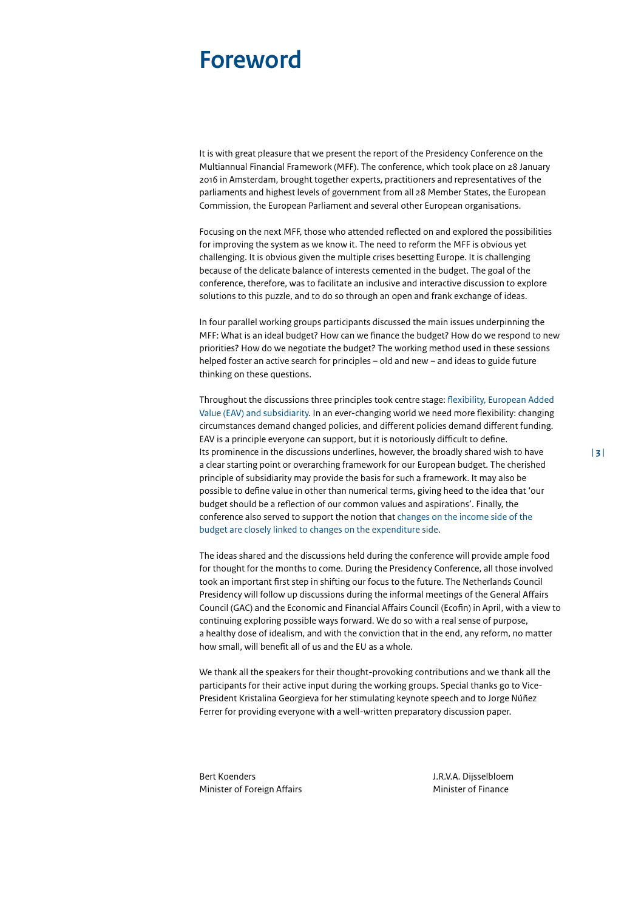# Foreword

It is with great pleasure that we present the report of the Presidency Conference on the Multiannual Financial Framework (MFF). The conference, which took place on 28 January 2016 in Amsterdam, brought together experts, practitioners and representatives of the parliaments and highest levels of government from all 28 Member States, the European Commission, the European Parliament and several other European organisations.

Focusing on the next MFF, those who attended reflected on and explored the possibilities for improving the system as we know it. The need to reform the MFF is obvious yet challenging. It is obvious given the multiple crises besetting Europe. It is challenging because of the delicate balance of interests cemented in the budget. The goal of the conference, therefore, was to facilitate an inclusive and interactive discussion to explore solutions to this puzzle, and to do so through an open and frank exchange of ideas.

In four parallel working groups participants discussed the main issues underpinning the MFF: What is an ideal budget? How can we finance the budget? How do we respond to new priorities? How do we negotiate the budget? The working method used in these sessions helped foster an active search for principles – old and new – and ideas to guide future thinking on these questions.

Throughout the discussions three principles took centre stage: flexibility, European Added Value (EAV) and subsidiarity. In an ever-changing world we need more flexibility: changing circumstances demand changed policies, and different policies demand different funding. EAV is a principle everyone can support, but it is notoriously difficult to define. Its prominence in the discussions underlines, however, the broadly shared wish to have a clear starting point or overarching framework for our European budget. The cherished principle of subsidiarity may provide the basis for such a framework. It may also be possible to define value in other than numerical terms, giving heed to the idea that 'our budget should be a reflection of our common values and aspirations'. Finally, the conference also served to support the notion that changes on the income side of the budget are closely linked to changes on the expenditure side.

The ideas shared and the discussions held during the conference will provide ample food for thought for the months to come. During the Presidency Conference, all those involved took an important first step in shifting our focus to the future. The Netherlands Council Presidency will follow up discussions during the informal meetings of the General Affairs Council (GAC) and the Economic and Financial Affairs Council (Ecofin) in April, with a view to continuing exploring possible ways forward. We do so with a real sense of purpose, a healthy dose of idealism, and with the conviction that in the end, any reform, no matter how small, will benefit all of us and the EU as a whole.

We thank all the speakers for their thought-provoking contributions and we thank all the participants for their active input during the working groups. Special thanks go to Vice-President Kristalina Georgieva for her stimulating keynote speech and to Jorge Núñez Ferrer for providing everyone with a well-written preparatory discussion paper.

Bert Koenders
Minister of Foreign Affairs

J.R.V.A. Dijsselbloem
Minister of Finance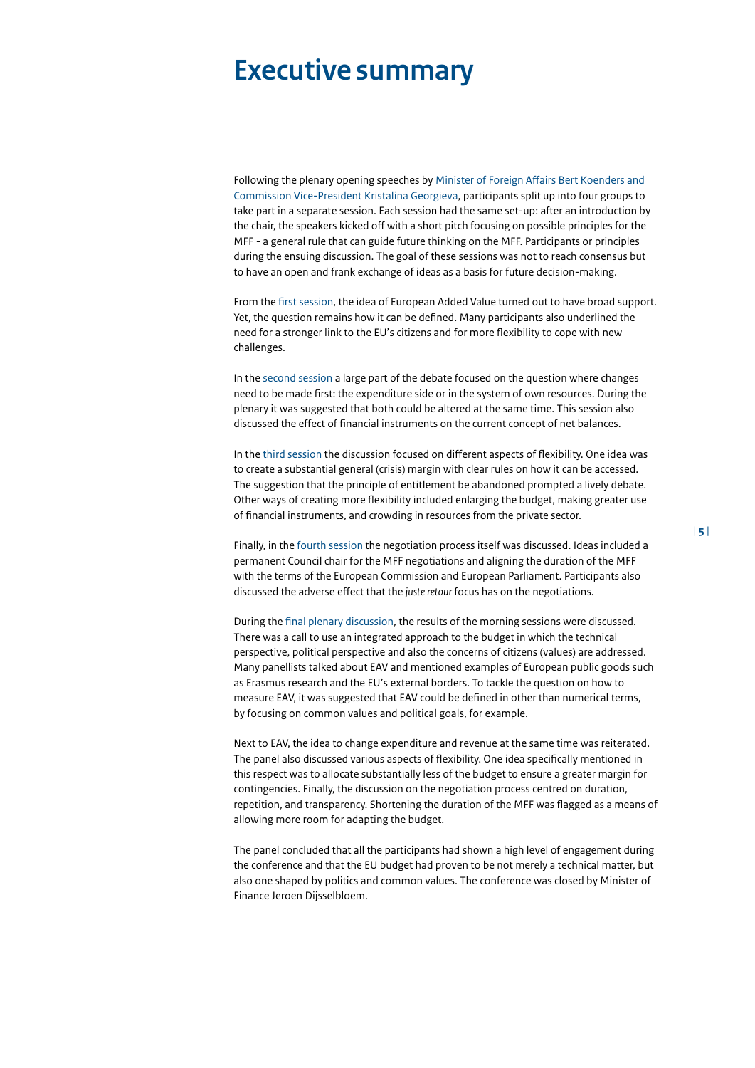# Executive summary

Following the plenary opening speeches by Minister of Foreign Affairs Bert Koenders and Commission Vice-President Kristalina Georgieva, participants split up into four groups to take part in a separate session. Each session had the same set-up: after an introduction by the chair, the speakers kicked off with a short pitch focusing on possible principles for the MFF - a general rule that can guide future thinking on the MFF. Participants or principles during the ensuing discussion. The goal of these sessions was not to reach consensus but to have an open and frank exchange of ideas as a basis for future decision-making.

From the first session, the idea of European Added Value turned out to have broad support. Yet, the question remains how it can be defined. Many participants also underlined the need for a stronger link to the EU's citizens and for more flexibility to cope with new challenges.

In the second session a large part of the debate focused on the question where changes need to be made first: the expenditure side or in the system of own resources. During the plenary it was suggested that both could be altered at the same time. This session also discussed the effect of financial instruments on the current concept of net balances.

In the third session the discussion focused on different aspects of flexibility. One idea was to create a substantial general (crisis) margin with clear rules on how it can be accessed. The suggestion that the principle of entitlement be abandoned prompted a lively debate. Other ways of creating more flexibility included enlarging the budget, making greater use of financial instruments, and crowding in resources from the private sector.

Finally, in the fourth session the negotiation process itself was discussed. Ideas included a permanent Council chair for the MFF negotiations and aligning the duration of the MFF with the terms of the European Commission and European Parliament. Participants also discussed the adverse effect that the *juste retour* focus has on the negotiations.

During the final plenary discussion, the results of the morning sessions were discussed. There was a call to use an integrated approach to the budget in which the technical perspective, political perspective and also the concerns of citizens (values) are addressed. Many panellists talked about EAV and mentioned examples of European public goods such as Erasmus research and the EU's external borders. To tackle the question on how to measure EAV, it was suggested that EAV could be defined in other than numerical terms, by focusing on common values and political goals, for example.

Next to EAV, the idea to change expenditure and revenue at the same time was reiterated. The panel also discussed various aspects of flexibility. One idea specifically mentioned in this respect was to allocate substantially less of the budget to ensure a greater margin for contingencies. Finally, the discussion on the negotiation process centred on duration, repetition, and transparency. Shortening the duration of the MFF was flagged as a means of allowing more room for adapting the budget.

The panel concluded that all the participants had shown a high level of engagement during the conference and that the EU budget had proven to be not merely a technical matter, but also one shaped by politics and common values. The conference was closed by Minister of Finance Jeroen Dijsselbloem.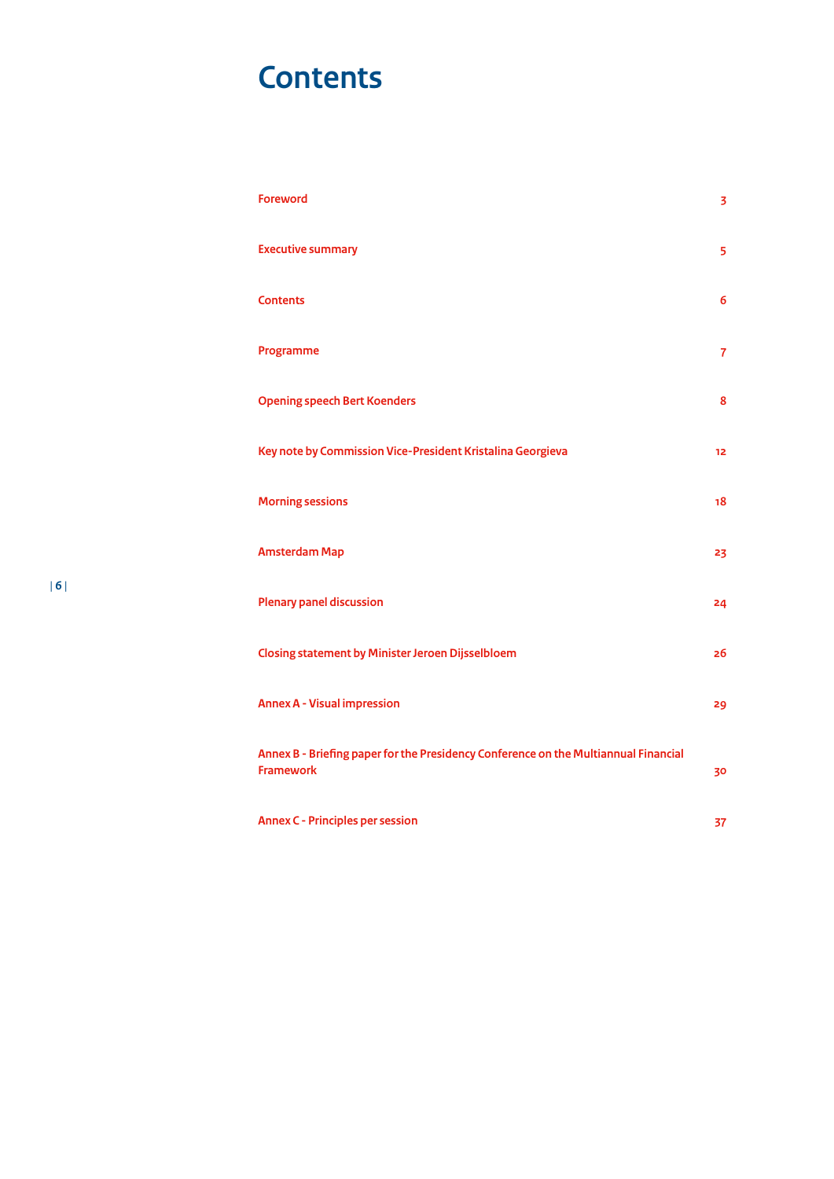# Contents

| | |
|---|---|
| Foreword | 3 |
| Executive summary | 5 |
| Contents | 6 |
| Programme | 7 |
| Opening speech Bert Koenders | 8 |
| Key note by Commission Vice-President Kristalina Georgieva | 12 |
| Morning sessions | 18 |
| Amsterdam Map | 23 |
| Plenary panel discussion | 24 |
| Closing statement by Minister Jeroen Dijsselbloem | 26 |
| Annex A - Visual impression | 29 |
| Annex B - Briefing paper for the Presidency Conference on the Multiannual Financial Framework | 30 |
| Annex C - Principles per session | 37 |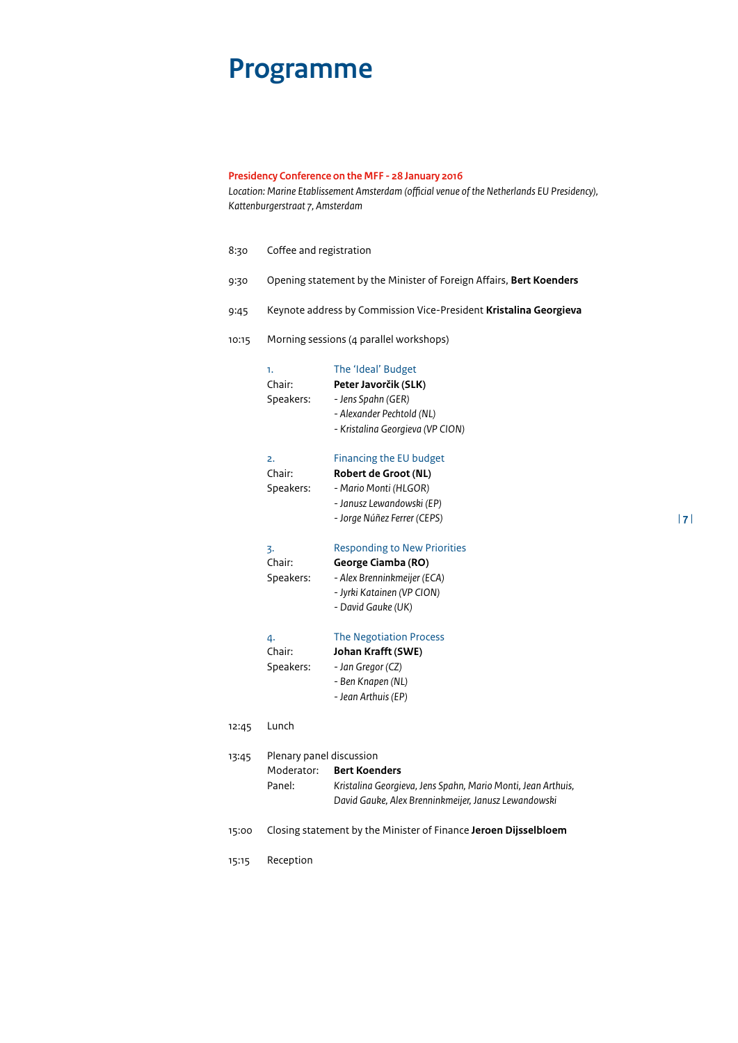# Programme

**Presidency Conference on the MFF - 28 January 2016**

*Location: Marine Etablissement Amsterdam (official venue of the Netherlands EU Presidency), Kattenburgerstraat 7, Amsterdam*

8:30 Coffee and registration

9:30 Opening statement by the Minister of Foreign Affairs, **Bert Koenders**

9:45 Keynote address by Commission Vice-President **Kristalina Georgieva**

10:15 Morning sessions (4 parallel workshops)

1. The 'Ideal' Budget
   - Chair: **Peter Javorčik (SLK)**
   - Speakers:
     - *Jens Spahn (GER)*
     - *Alexander Pechtold (NL)*
     - *Kristalina Georgieva (VP CION)*

2. Financing the EU budget
   - Chair: **Robert de Groot (NL)**
   - Speakers:
     - *Mario Monti (HLGOR)*
     - *Janusz Lewandowski (EP)*
     - *Jorge Núñez Ferrer (CEPS)*

3. Responding to New Priorities
   - Chair: **George Ciamba (RO)**
   - Speakers:
     - *Alex Brenninkmeijer (ECA)*
     - *Jyrki Katainen (VP CION)*
     - *David Gauke (UK)*

4. The Negotiation Process
   - Chair: **Johan Krafft (SWE)**
   - Speakers:
     - *Jan Gregor (CZ)*
     - *Ben Knapen (NL)*
     - *Jean Arthuis (EP)*

12:45 Lunch

13:45 Plenary panel discussion
- Moderator: **Bert Koenders**
- Panel: *Kristalina Georgieva, Jens Spahn, Mario Monti, Jean Arthuis, David Gauke, Alex Brenninkmeijer, Janusz Lewandowski*

15:00 Closing statement by the Minister of Finance **Jeroen Dijsselbloem**

15:15 Reception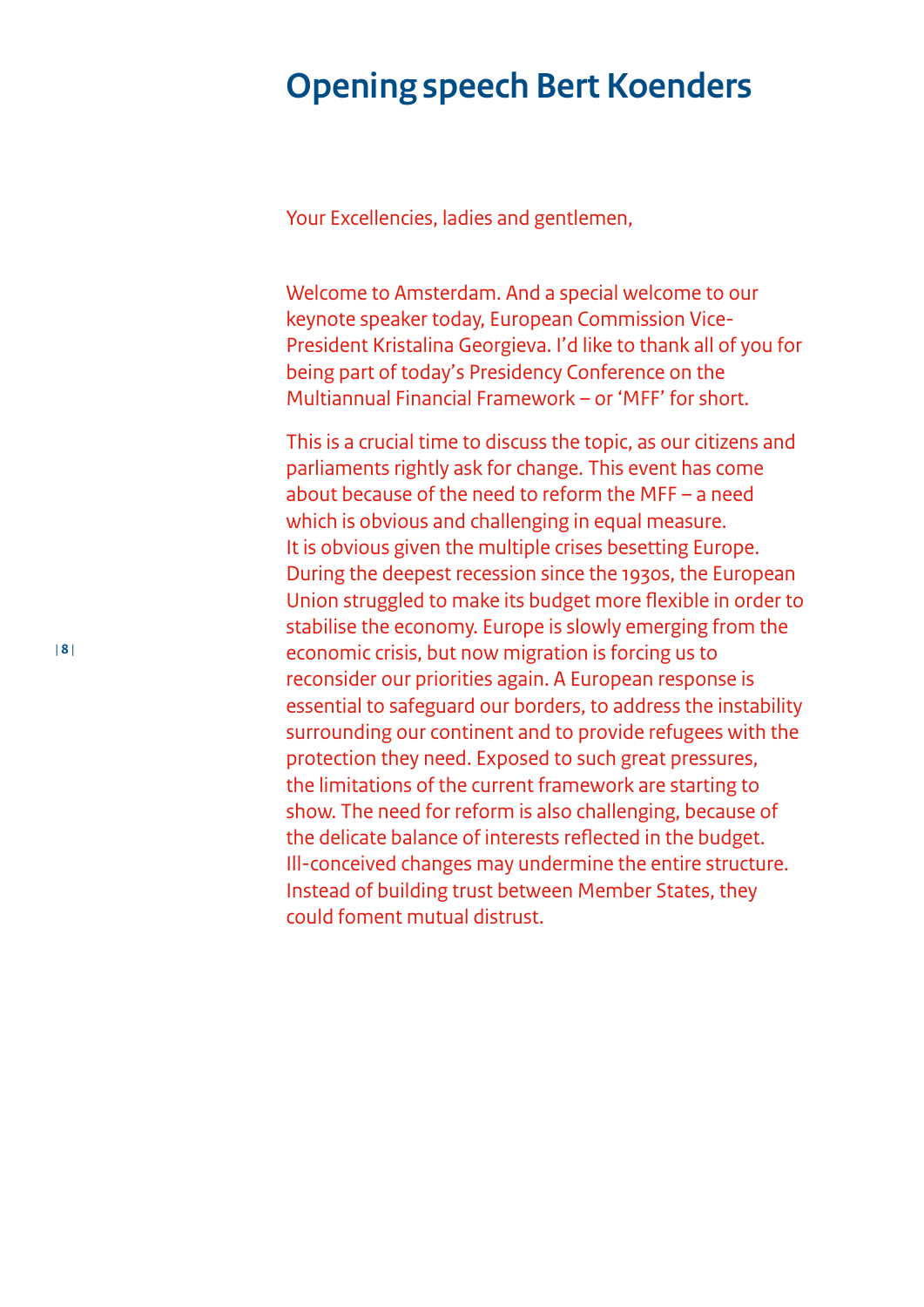# Opening speech Bert Koenders

Your Excellencies, ladies and gentlemen,

Welcome to Amsterdam. And a special welcome to our keynote speaker today, European Commission Vice-President Kristalina Georgieva. I'd like to thank all of you for being part of today's Presidency Conference on the Multiannual Financial Framework – or 'MFF' for short.

This is a crucial time to discuss the topic, as our citizens and parliaments rightly ask for change. This event has come about because of the need to reform the MFF – a need which is obvious and challenging in equal measure. It is obvious given the multiple crises besetting Europe. During the deepest recession since the 1930s, the European Union struggled to make its budget more flexible in order to stabilise the economy. Europe is slowly emerging from the economic crisis, but now migration is forcing us to reconsider our priorities again. A European response is essential to safeguard our borders, to address the instability surrounding our continent and to provide refugees with the protection they need. Exposed to such great pressures, the limitations of the current framework are starting to show. The need for reform is also challenging, because of the delicate balance of interests reflected in the budget. Ill-conceived changes may undermine the entire structure. Instead of building trust between Member States, they could foment mutual distrust.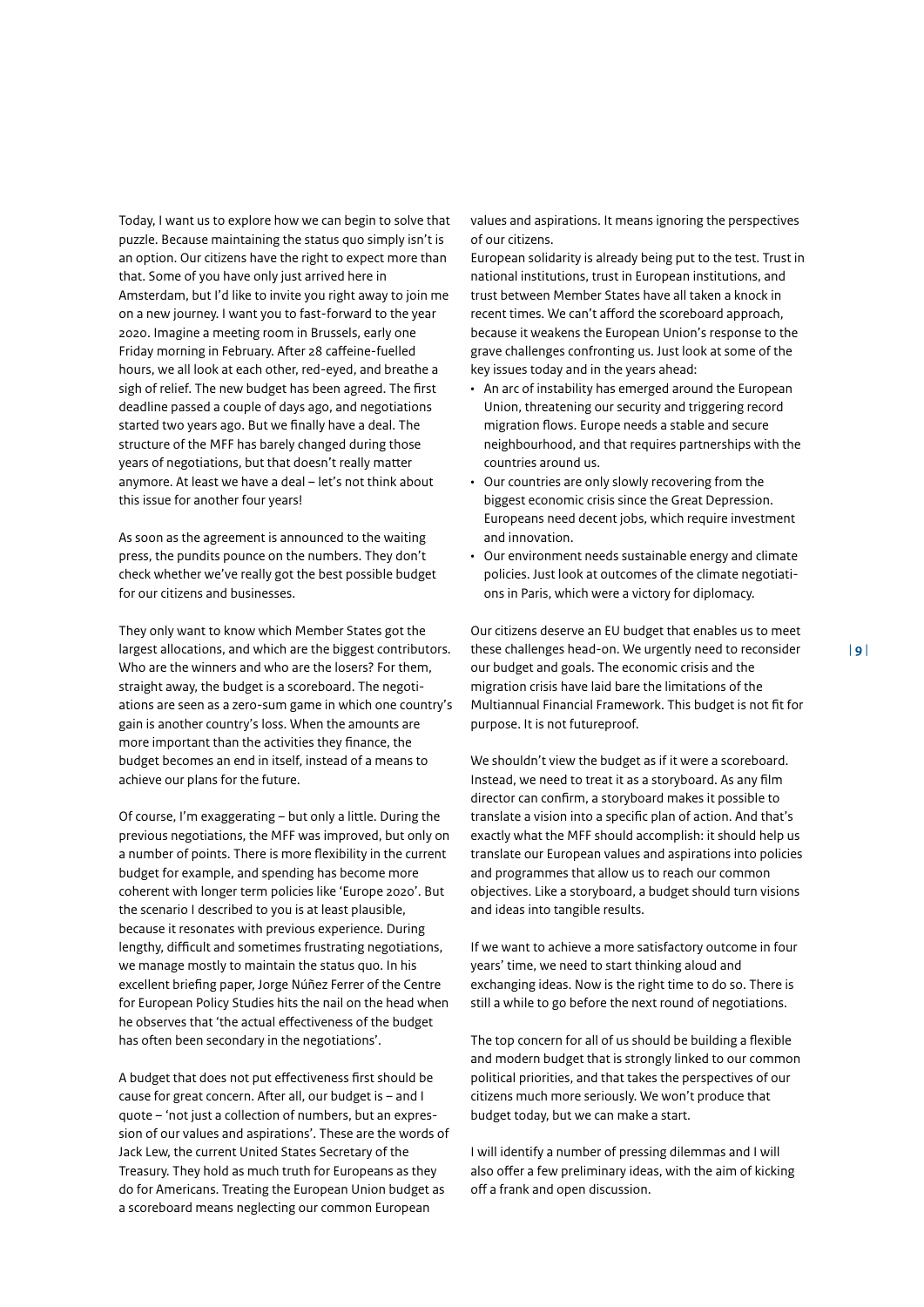Today, I want us to explore how we can begin to solve that puzzle. Because maintaining the status quo simply isn't is an option. Our citizens have the right to expect more than that. Some of you have only just arrived here in Amsterdam, but I'd like to invite you right away to join me on a new journey. I want you to fast-forward to the year 2020. Imagine a meeting room in Brussels, early one Friday morning in February. After 28 caffeine-fuelled hours, we all look at each other, red-eyed, and breathe a sigh of relief. The new budget has been agreed. The first deadline passed a couple of days ago, and negotiations started two years ago. But we finally have a deal. The structure of the MFF has barely changed during those years of negotiations, but that doesn't really matter anymore. At least we have a deal – let's not think about this issue for another four years!

As soon as the agreement is announced to the waiting press, the pundits pounce on the numbers. They don't check whether we've really got the best possible budget for our citizens and businesses.

They only want to know which Member States got the largest allocations, and which are the biggest contributors. Who are the winners and who are the losers? For them, straight away, the budget is a scoreboard. The negotiations are seen as a zero-sum game in which one country's gain is another country's loss. When the amounts are more important than the activities they finance, the budget becomes an end in itself, instead of a means to achieve our plans for the future.

Of course, I'm exaggerating – but only a little. During the previous negotiations, the MFF was improved, but only on a number of points. There is more flexibility in the current budget for example, and spending has become more coherent with longer term policies like 'Europe 2020'. But the scenario I described to you is at least plausible, because it resonates with previous experience. During lengthy, difficult and sometimes frustrating negotiations, we manage mostly to maintain the status quo. In his excellent briefing paper, Jorge Núñez Ferrer of the Centre for European Policy Studies hits the nail on the head when he observes that 'the actual effectiveness of the budget has often been secondary in the negotiations'.

A budget that does not put effectiveness first should be cause for great concern. After all, our budget is – and I quote – 'not just a collection of numbers, but an expression of our values and aspirations'. These are the words of Jack Lew, the current United States Secretary of the Treasury. They hold as much truth for Europeans as they do for Americans. Treating the European Union budget as a scoreboard means neglecting our common European values and aspirations. It means ignoring the perspectives of our citizens.

European solidarity is already being put to the test. Trust in national institutions, trust in European institutions, and trust between Member States have all taken a knock in recent times. We can't afford the scoreboard approach, because it weakens the European Union's response to the grave challenges confronting us. Just look at some of the key issues today and in the years ahead:

- An arc of instability has emerged around the European Union, threatening our security and triggering record migration flows. Europe needs a stable and secure neighbourhood, and that requires partnerships with the countries around us.
- Our countries are only slowly recovering from the biggest economic crisis since the Great Depression. Europeans need decent jobs, which require investment and innovation.
- Our environment needs sustainable energy and climate policies. Just look at outcomes of the climate negotiations in Paris, which were a victory for diplomacy.

Our citizens deserve an EU budget that enables us to meet these challenges head-on. We urgently need to reconsider our budget and goals. The economic crisis and the migration crisis have laid bare the limitations of the Multiannual Financial Framework. This budget is not fit for purpose. It is not futureproof.

We shouldn't view the budget as if it were a scoreboard. Instead, we need to treat it as a storyboard. As any film director can confirm, a storyboard makes it possible to translate a vision into a specific plan of action. And that's exactly what the MFF should accomplish: it should help us translate our European values and aspirations into policies and programmes that allow us to reach our common objectives. Like a storyboard, a budget should turn visions and ideas into tangible results.

If we want to achieve a more satisfactory outcome in four years' time, we need to start thinking aloud and exchanging ideas. Now is the right time to do so. There is still a while to go before the next round of negotiations.

The top concern for all of us should be building a flexible and modern budget that is strongly linked to our common political priorities, and that takes the perspectives of our citizens much more seriously. We won't produce that budget today, but we can make a start.

I will identify a number of pressing dilemmas and I will also offer a few preliminary ideas, with the aim of kicking off a frank and open discussion.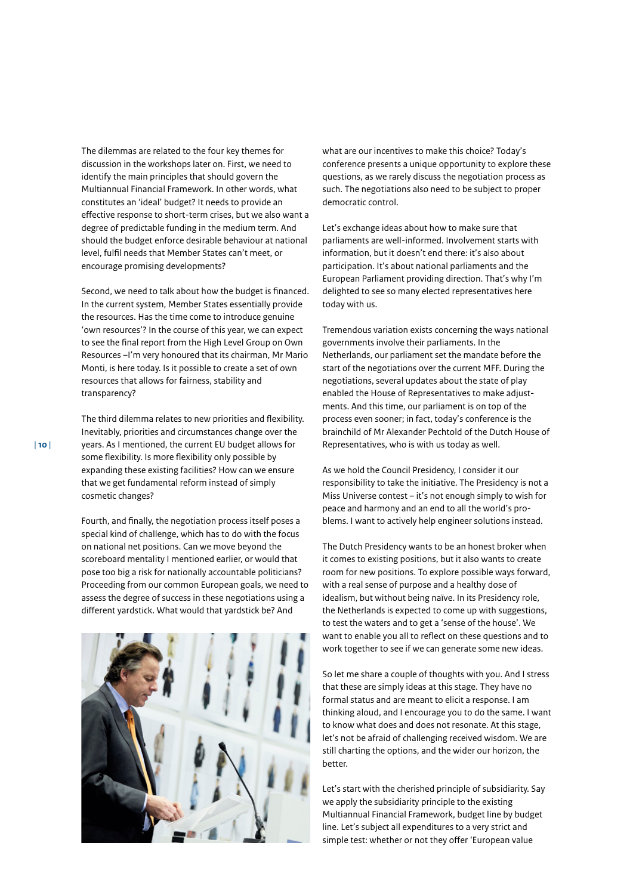The dilemmas are related to the four key themes for discussion in the workshops later on. First, we need to identify the main principles that should govern the Multiannual Financial Framework. In other words, what constitutes an 'ideal' budget? It needs to provide an effective response to short-term crises, but we also want a degree of predictable funding in the medium term. And should the budget enforce desirable behaviour at national level, fulfil needs that Member States can't meet, or encourage promising developments?

Second, we need to talk about how the budget is financed. In the current system, Member States essentially provide the resources. Has the time come to introduce genuine 'own resources'? In the course of this year, we can expect to see the final report from the High Level Group on Own Resources –I'm very honoured that its chairman, Mr Mario Monti, is here today. Is it possible to create a set of own resources that allows for fairness, stability and transparency?

The third dilemma relates to new priorities and flexibility. Inevitably, priorities and circumstances change over the years. As I mentioned, the current EU budget allows for some flexibility. Is more flexibility only possible by expanding these existing facilities? How can we ensure that we get fundamental reform instead of simply cosmetic changes?

Fourth, and finally, the negotiation process itself poses a special kind of challenge, which has to do with the focus on national net positions. Can we move beyond the scoreboard mentality I mentioned earlier, or would that pose too big a risk for nationally accountable politicians? Proceeding from our common European goals, we need to assess the degree of success in these negotiations using a different yardstick. What would that yardstick be? And what are our incentives to make this choice? Today's conference presents a unique opportunity to explore these questions, as we rarely discuss the negotiation process as such. The negotiations also need to be subject to proper democratic control.

Let's exchange ideas about how to make sure that parliaments are well-informed. Involvement starts with information, but it doesn't end there: it's also about participation. It's about national parliaments and the European Parliament providing direction. That's why I'm delighted to see so many elected representatives here today with us.

Tremendous variation exists concerning the ways national governments involve their parliaments. In the Netherlands, our parliament set the mandate before the start of the negotiations over the current MFF. During the negotiations, several updates about the state of play enabled the House of Representatives to make adjustments. And this time, our parliament is on top of the process even sooner; in fact, today's conference is the brainchild of Mr Alexander Pechtold of the Dutch House of Representatives, who is with us today as well.

As we hold the Council Presidency, I consider it our responsibility to take the initiative. The Presidency is not a Miss Universe contest – it's not enough simply to wish for peace and harmony and an end to all the world's problems. I want to actively help engineer solutions instead.

The Dutch Presidency wants to be an honest broker when it comes to existing positions, but it also wants to create room for new positions. To explore possible ways forward, with a real sense of purpose and a healthy dose of idealism, but without being naïve. In its Presidency role, the Netherlands is expected to come up with suggestions, to test the waters and to get a 'sense of the house'. We want to enable you all to reflect on these questions and to work together to see if we can generate some new ideas.

So let me share a couple of thoughts with you. And I stress that these are simply ideas at this stage. They have no formal status and are meant to elicit a response. I am thinking aloud, and I encourage you to do the same. I want to know what does and does not resonate. At this stage, let's not be afraid of challenging received wisdom. We are still charting the options, and the wider our horizon, the better.

Let's start with the cherished principle of subsidiarity. Say we apply the subsidiarity principle to the existing Multiannual Financial Framework, budget line by budget line. Let's subject all expenditures to a very strict and simple test: whether or not they offer 'European value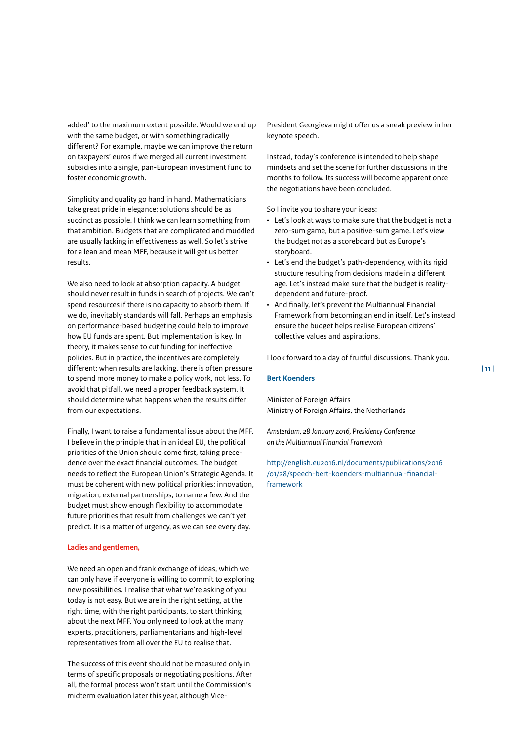added' to the maximum extent possible. Would we end up with the same budget, or with something radically different? For example, maybe we can improve the return on taxpayers' euros if we merged all current investment subsidies into a single, pan-European investment fund to foster economic growth.

Simplicity and quality go hand in hand. Mathematicians take great pride in elegance: solutions should be as succinct as possible. I think we can learn something from that ambition. Budgets that are complicated and muddled are usually lacking in effectiveness as well. So let's strive for a lean and mean MFF, because it will get us better results.

We also need to look at absorption capacity. A budget should never result in funds in search of projects. We can't spend resources if there is no capacity to absorb them. If we do, inevitably standards will fall. Perhaps an emphasis on performance-based budgeting could help to improve how EU funds are spent. But implementation is key. In theory, it makes sense to cut funding for ineffective policies. But in practice, the incentives are completely different: when results are lacking, there is often pressure to spend more money to make a policy work, not less. To avoid that pitfall, we need a proper feedback system. It should determine what happens when the results differ from our expectations.

Finally, I want to raise a fundamental issue about the MFF. I believe in the principle that in an ideal EU, the political priorities of the Union should come first, taking precedence over the exact financial outcomes. The budget needs to reflect the European Union's Strategic Agenda. It must be coherent with new political priorities: innovation, migration, external partnerships, to name a few. And the budget must show enough flexibility to accommodate future priorities that result from challenges we can't yet predict. It is a matter of urgency, as we can see every day.

**Ladies and gentlemen,**

We need an open and frank exchange of ideas, which we can only have if everyone is willing to commit to exploring new possibilities. I realise that what we're asking of you today is not easy. But we are in the right setting, at the right time, with the right participants, to start thinking about the next MFF. You only need to look at the many experts, practitioners, parliamentarians and high-level representatives from all over the EU to realise that.

The success of this event should not be measured only in terms of specific proposals or negotiating positions. After all, the formal process won't start until the Commission's midterm evaluation later this year, although Vice-President Georgieva might offer us a sneak preview in her keynote speech.

Instead, today's conference is intended to help shape mindsets and set the scene for further discussions in the months to follow. Its success will become apparent once the negotiations have been concluded.

So I invite you to share your ideas:

- Let's look at ways to make sure that the budget is not a zero-sum game, but a positive-sum game. Let's view the budget not as a scoreboard but as Europe's storyboard.
- Let's end the budget's path-dependency, with its rigid structure resulting from decisions made in a different age. Let's instead make sure that the budget is reality-dependent and future-proof.
- And finally, let's prevent the Multiannual Financial Framework from becoming an end in itself. Let's instead ensure the budget helps realise European citizens' collective values and aspirations.

I look forward to a day of fruitful discussions. Thank you.

**Bert Koenders**

Minister of Foreign Affairs
Ministry of Foreign Affairs, the Netherlands

*Amsterdam, 28 January 2016, Presidency Conference on the Multiannual Financial Framework*

http://english.eu2016.nl/documents/publications/2016/01/28/speech-bert-koenders-multiannual-financial-framework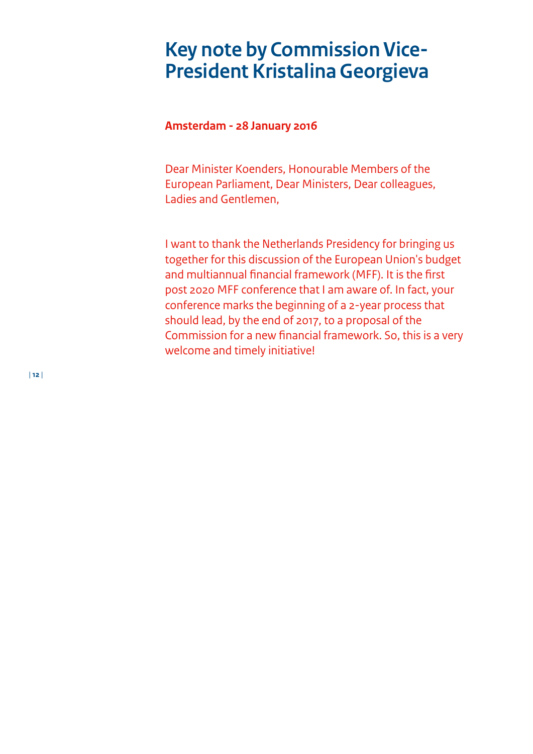# Key note by Commission Vice-President Kristalina Georgieva

**Amsterdam - 28 January 2016**

Dear Minister Koenders, Honourable Members of the European Parliament, Dear Ministers, Dear colleagues, Ladies and Gentlemen,

I want to thank the Netherlands Presidency for bringing us together for this discussion of the European Union's budget and multiannual financial framework (MFF). It is the first post 2020 MFF conference that I am aware of. In fact, your conference marks the beginning of a 2-year process that should lead, by the end of 2017, to a proposal of the Commission for a new financial framework. So, this is a very welcome and timely initiative!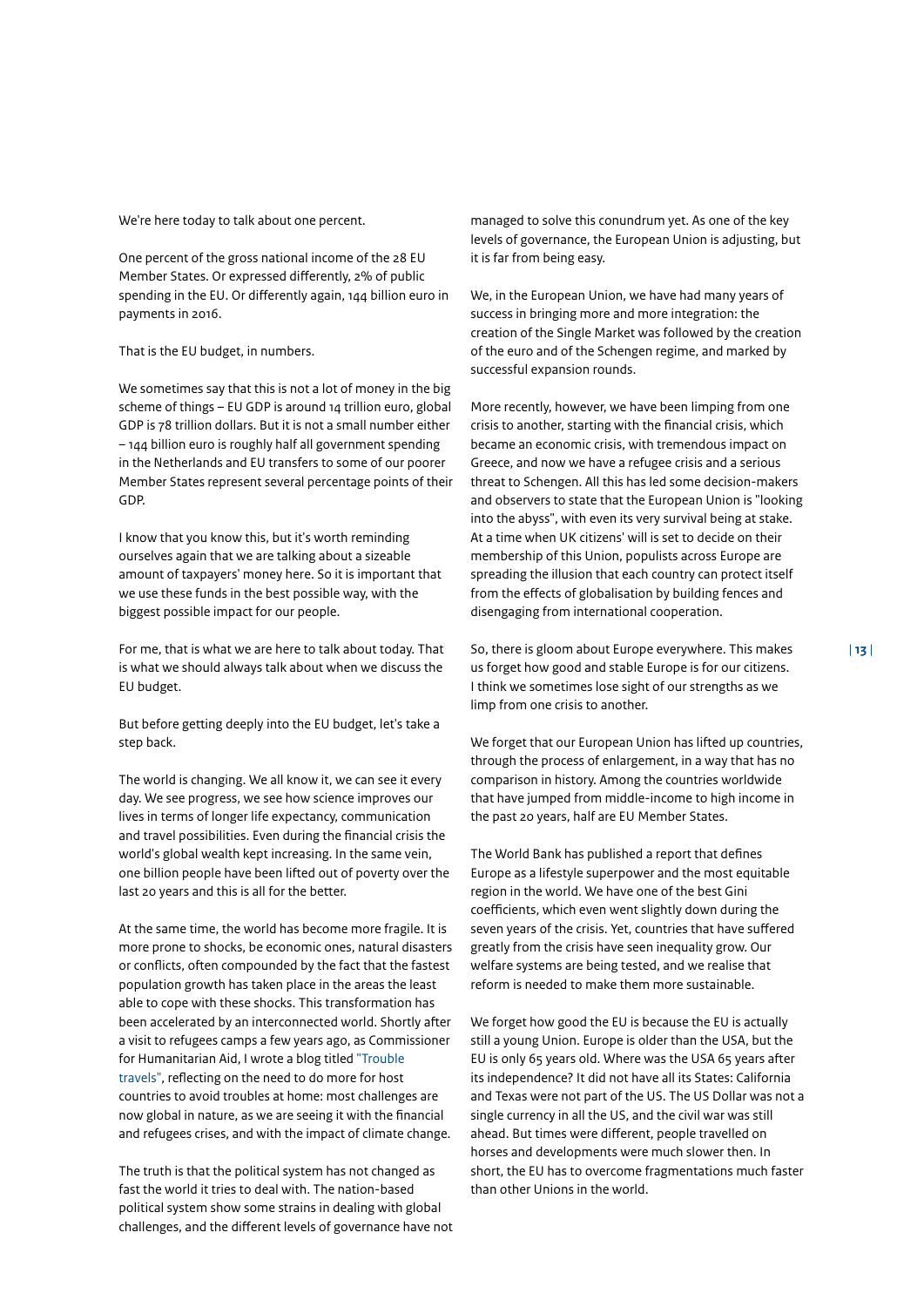We're here today to talk about one percent.

One percent of the gross national income of the 28 EU Member States. Or expressed differently, 2% of public spending in the EU. Or differently again, 144 billion euro in payments in 2016.

That is the EU budget, in numbers.

We sometimes say that this is not a lot of money in the big scheme of things – EU GDP is around 14 trillion euro, global GDP is 78 trillion dollars. But it is not a small number either – 144 billion euro is roughly half all government spending in the Netherlands and EU transfers to some of our poorer Member States represent several percentage points of their GDP.

I know that you know this, but it's worth reminding ourselves again that we are talking about a sizeable amount of taxpayers' money here. So it is important that we use these funds in the best possible way, with the biggest possible impact for our people.

For me, that is what we are here to talk about today. That is what we should always talk about when we discuss the EU budget.

But before getting deeply into the EU budget, let's take a step back.

The world is changing. We all know it, we can see it every day. We see progress, we see how science improves our lives in terms of longer life expectancy, communication and travel possibilities. Even during the financial crisis the world's global wealth kept increasing. In the same vein, one billion people have been lifted out of poverty over the last 20 years and this is all for the better.

At the same time, the world has become more fragile. It is more prone to shocks, be economic ones, natural disasters or conflicts, often compounded by the fact that the fastest population growth has taken place in the areas the least able to cope with these shocks. This transformation has been accelerated by an interconnected world. Shortly after a visit to refugees camps a few years ago, as Commissioner for Humanitarian Aid, I wrote a blog titled "Trouble travels", reflecting on the need to do more for host countries to avoid troubles at home: most challenges are now global in nature, as we are seeing it with the financial and refugees crises, and with the impact of climate change.

The truth is that the political system has not changed as fast the world it tries to deal with. The nation-based political system show some strains in dealing with global challenges, and the different levels of governance have not managed to solve this conundrum yet. As one of the key levels of governance, the European Union is adjusting, but it is far from being easy.

We, in the European Union, we have had many years of success in bringing more and more integration: the creation of the Single Market was followed by the creation of the euro and of the Schengen regime, and marked by successful expansion rounds.

More recently, however, we have been limping from one crisis to another, starting with the financial crisis, which became an economic crisis, with tremendous impact on Greece, and now we have a refugee crisis and a serious threat to Schengen. All this has led some decision-makers and observers to state that the European Union is "looking into the abyss", with even its very survival being at stake. At a time when UK citizens' will is set to decide on their membership of this Union, populists across Europe are spreading the illusion that each country can protect itself from the effects of globalisation by building fences and disengaging from international cooperation.

So, there is gloom about Europe everywhere. This makes us forget how good and stable Europe is for our citizens. I think we sometimes lose sight of our strengths as we limp from one crisis to another.

We forget that our European Union has lifted up countries, through the process of enlargement, in a way that has no comparison in history. Among the countries worldwide that have jumped from middle-income to high income in the past 20 years, half are EU Member States.

The World Bank has published a report that defines Europe as a lifestyle superpower and the most equitable region in the world. We have one of the best Gini coefficients, which even went slightly down during the seven years of the crisis. Yet, countries that have suffered greatly from the crisis have seen inequality grow. Our welfare systems are being tested, and we realise that reform is needed to make them more sustainable.

We forget how good the EU is because the EU is actually still a young Union. Europe is older than the USA, but the EU is only 65 years old. Where was the USA 65 years after its independence? It did not have all its States: California and Texas were not part of the US. The US Dollar was not a single currency in all the US, and the civil war was still ahead. But times were different, people travelled on horses and developments were much slower then. In short, the EU has to overcome fragmentations much faster than other Unions in the world.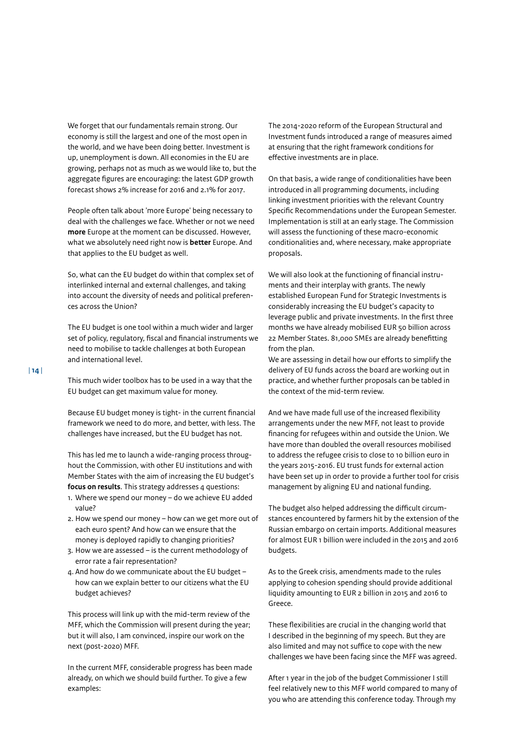We forget that our fundamentals remain strong. Our economy is still the largest and one of the most open in the world, and we have been doing better. Investment is up, unemployment is down. All economies in the EU are growing, perhaps not as much as we would like to, but the aggregate figures are encouraging: the latest GDP growth forecast shows 2% increase for 2016 and 2.1% for 2017.

People often talk about 'more Europe' being necessary to deal with the challenges we face. Whether or not we need **more** Europe at the moment can be discussed. However, what we absolutely need right now is **better** Europe. And that applies to the EU budget as well.

So, what can the EU budget do within that complex set of interlinked internal and external challenges, and taking into account the diversity of needs and political preferences across the Union?

The EU budget is one tool within a much wider and larger set of policy, regulatory, fiscal and financial instruments we need to mobilise to tackle challenges at both European and international level.

This much wider toolbox has to be used in a way that the EU budget can get maximum value for money.

Because EU budget money is tight- in the current financial framework we need to do more, and better, with less. The challenges have increased, but the EU budget has not.

This has led me to launch a wide-ranging process throughout the Commission, with other EU institutions and with Member States with the aim of increasing the EU budget's **focus on results**. This strategy addresses 4 questions:

1. Where we spend our money – do we achieve EU added value?
2. How we spend our money – how can we get more out of each euro spent? And how can we ensure that the money is deployed rapidly to changing priorities?
3. How we are assessed – is the current methodology of error rate a fair representation?
4. And how do we communicate about the EU budget – how can we explain better to our citizens what the EU budget achieves?

This process will link up with the mid-term review of the MFF, which the Commission will present during the year; but it will also, I am convinced, inspire our work on the next (post-2020) MFF.

In the current MFF, considerable progress has been made already, on which we should build further. To give a few examples:

The 2014-2020 reform of the European Structural and Investment funds introduced a range of measures aimed at ensuring that the right framework conditions for effective investments are in place.

On that basis, a wide range of conditionalities have been introduced in all programming documents, including linking investment priorities with the relevant Country Specific Recommendations under the European Semester. Implementation is still at an early stage. The Commission will assess the functioning of these macro-economic conditionalities and, where necessary, make appropriate proposals.

We will also look at the functioning of financial instruments and their interplay with grants. The newly established European Fund for Strategic Investments is considerably increasing the EU budget's capacity to leverage public and private investments. In the first three months we have already mobilised EUR 50 billion across 22 Member States. 81,000 SMEs are already benefitting from the plan.

We are assessing in detail how our efforts to simplify the delivery of EU funds across the board are working out in practice, and whether further proposals can be tabled in the context of the mid-term review.

And we have made full use of the increased flexibility arrangements under the new MFF, not least to provide financing for refugees within and outside the Union. We have more than doubled the overall resources mobilised to address the refugee crisis to close to 10 billion euro in the years 2015-2016. EU trust funds for external action have been set up in order to provide a further tool for crisis management by aligning EU and national funding.

The budget also helped addressing the difficult circumstances encountered by farmers hit by the extension of the Russian embargo on certain imports. Additional measures for almost EUR 1 billion were included in the 2015 and 2016 budgets.

As to the Greek crisis, amendments made to the rules applying to cohesion spending should provide additional liquidity amounting to EUR 2 billion in 2015 and 2016 to Greece.

These flexibilities are crucial in the changing world that I described in the beginning of my speech. But they are also limited and may not suffice to cope with the new challenges we have been facing since the MFF was agreed.

After 1 year in the job of the budget Commissioner I still feel relatively new to this MFF world compared to many of you who are attending this conference today. Through my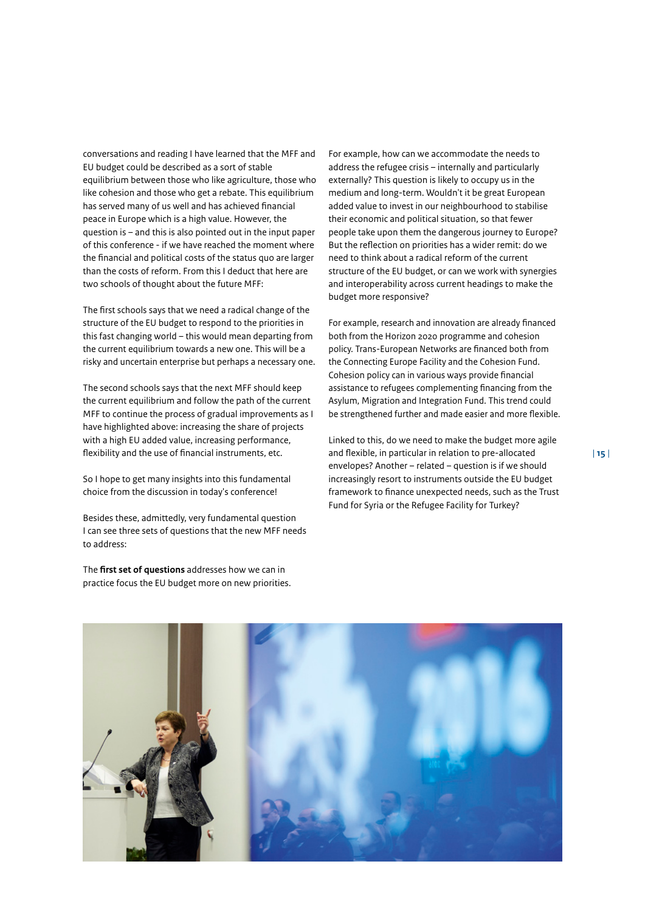conversations and reading I have learned that the MFF and EU budget could be described as a sort of stable equilibrium between those who like agriculture, those who like cohesion and those who get a rebate. This equilibrium has served many of us well and has achieved financial peace in Europe which is a high value. However, the question is – and this is also pointed out in the input paper of this conference - if we have reached the moment where the financial and political costs of the status quo are larger than the costs of reform. From this I deduct that here are two schools of thought about the future MFF:

The first schools says that we need a radical change of the structure of the EU budget to respond to the priorities in this fast changing world – this would mean departing from the current equilibrium towards a new one. This will be a risky and uncertain enterprise but perhaps a necessary one.

The second schools says that the next MFF should keep the current equilibrium and follow the path of the current MFF to continue the process of gradual improvements as I have highlighted above: increasing the share of projects with a high EU added value, increasing performance, flexibility and the use of financial instruments, etc.

So I hope to get many insights into this fundamental choice from the discussion in today's conference!

Besides these, admittedly, very fundamental question I can see three sets of questions that the new MFF needs to address:

The **first set of questions** addresses how we can in practice focus the EU budget more on new priorities. For example, how can we accommodate the needs to address the refugee crisis – internally and particularly externally? This question is likely to occupy us in the medium and long-term. Wouldn't it be great European added value to invest in our neighbourhood to stabilise their economic and political situation, so that fewer people take upon them the dangerous journey to Europe? But the reflection on priorities has a wider remit: do we need to think about a radical reform of the current structure of the EU budget, or can we work with synergies and interoperability across current headings to make the budget more responsive?

For example, research and innovation are already financed both from the Horizon 2020 programme and cohesion policy. Trans-European Networks are financed both from the Connecting Europe Facility and the Cohesion Fund. Cohesion policy can in various ways provide financial assistance to refugees complementing financing from the Asylum, Migration and Integration Fund. This trend could be strengthened further and made easier and more flexible.

Linked to this, do we need to make the budget more agile and flexible, in particular in relation to pre-allocated envelopes? Another – related – question is if we should increasingly resort to instruments outside the EU budget framework to finance unexpected needs, such as the Trust Fund for Syria or the Refugee Facility for Turkey?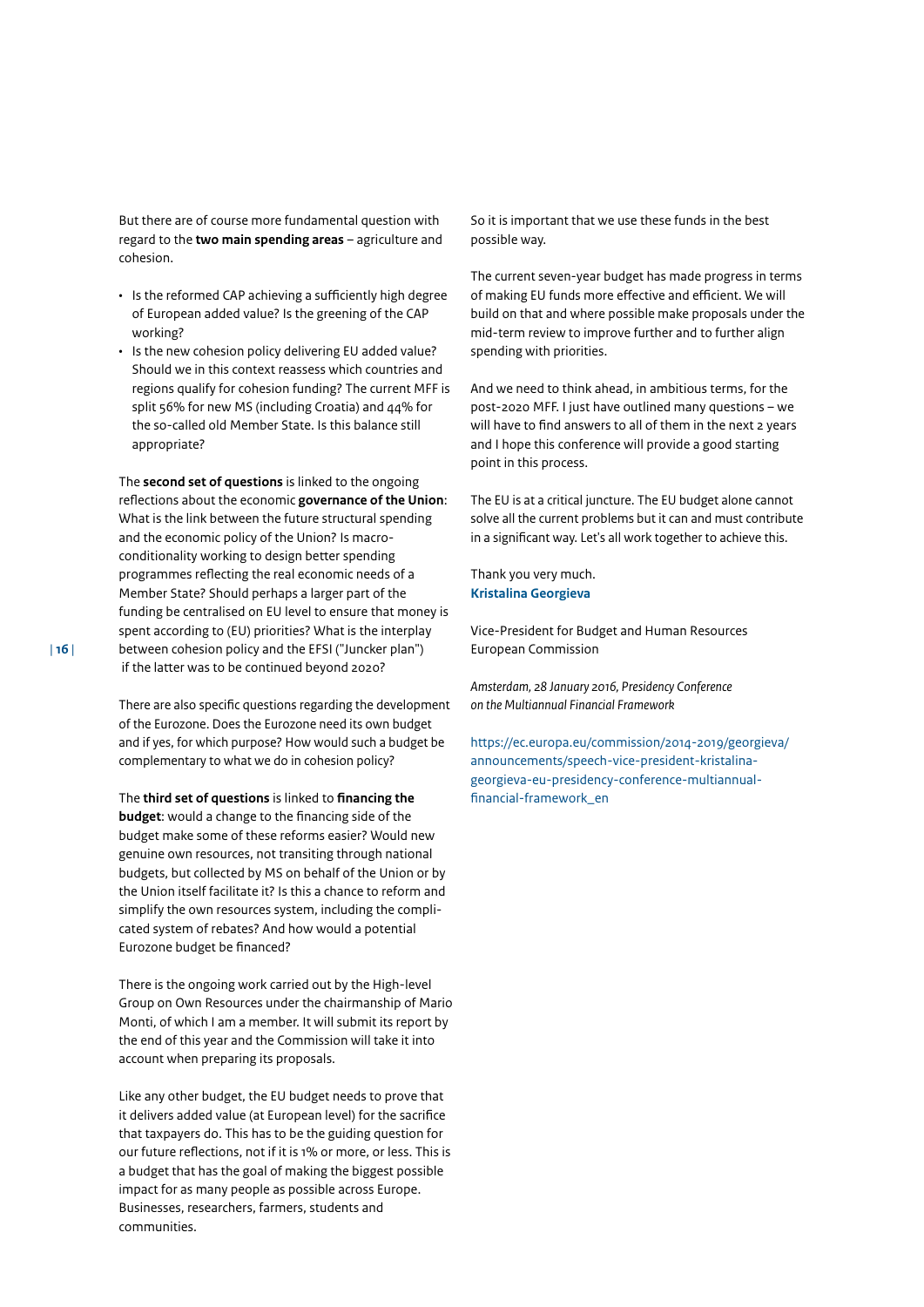But there are of course more fundamental question with regard to the **two main spending areas** – agriculture and cohesion.

- Is the reformed CAP achieving a sufficiently high degree of European added value? Is the greening of the CAP working?
- Is the new cohesion policy delivering EU added value? Should we in this context reassess which countries and regions qualify for cohesion funding? The current MFF is split 56% for new MS (including Croatia) and 44% for the so-called old Member State. Is this balance still appropriate?

The **second set of questions** is linked to the ongoing reflections about the economic **governance of the Union**: What is the link between the future structural spending and the economic policy of the Union? Is macro-conditionality working to design better spending programmes reflecting the real economic needs of a Member State? Should perhaps a larger part of the funding be centralised on EU level to ensure that money is spent according to (EU) priorities? What is the interplay between cohesion policy and the EFSI ("Juncker plan") if the latter was to be continued beyond 2020?

There are also specific questions regarding the development of the Eurozone. Does the Eurozone need its own budget and if yes, for which purpose? How would such a budget be complementary to what we do in cohesion policy?

The **third set of questions** is linked to **financing the budget**: would a change to the financing side of the budget make some of these reforms easier? Would new genuine own resources, not transiting through national budgets, but collected by MS on behalf of the Union or by the Union itself facilitate it? Is this a chance to reform and simplify the own resources system, including the complicated system of rebates? And how would a potential Eurozone budget be financed?

There is the ongoing work carried out by the High-level Group on Own Resources under the chairmanship of Mario Monti, of which I am a member. It will submit its report by the end of this year and the Commission will take it into account when preparing its proposals.

Like any other budget, the EU budget needs to prove that it delivers added value (at European level) for the sacrifice that taxpayers do. This has to be the guiding question for our future reflections, not if it is 1% or more, or less. This is a budget that has the goal of making the biggest possible impact for as many people as possible across Europe. Businesses, researchers, farmers, students and communities.

So it is important that we use these funds in the best possible way.

The current seven-year budget has made progress in terms of making EU funds more effective and efficient. We will build on that and where possible make proposals under the mid-term review to improve further and to further align spending with priorities.

And we need to think ahead, in ambitious terms, for the post-2020 MFF. I just have outlined many questions – we will have to find answers to all of them in the next 2 years and I hope this conference will provide a good starting point in this process.

The EU is at a critical juncture. The EU budget alone cannot solve all the current problems but it can and must contribute in a significant way. Let's all work together to achieve this.

Thank you very much.
**Kristalina Georgieva**

Vice-President for Budget and Human Resources
European Commission

*Amsterdam, 28 January 2016, Presidency Conference on the Multiannual Financial Framework*

https://ec.europa.eu/commission/2014-2019/georgieva/announcements/speech-vice-president-kristalina-georgieva-eu-presidency-conference-multiannual-financial-framework_en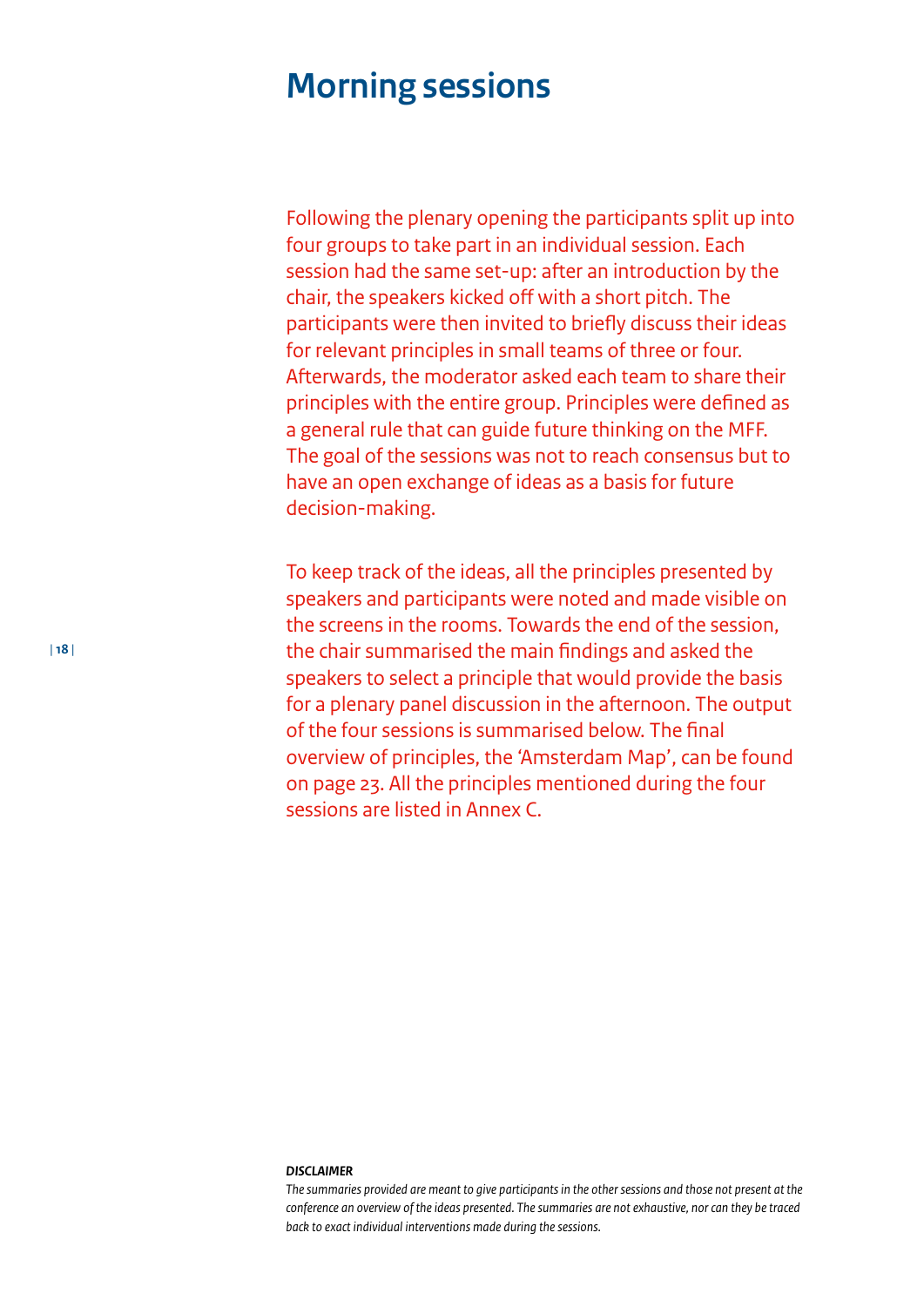# Morning sessions

Following the plenary opening the participants split up into four groups to take part in an individual session. Each session had the same set-up: after an introduction by the chair, the speakers kicked off with a short pitch. The participants were then invited to briefly discuss their ideas for relevant principles in small teams of three or four. Afterwards, the moderator asked each team to share their principles with the entire group. Principles were defined as a general rule that can guide future thinking on the MFF. The goal of the sessions was not to reach consensus but to have an open exchange of ideas as a basis for future decision-making.

To keep track of the ideas, all the principles presented by speakers and participants were noted and made visible on the screens in the rooms. Towards the end of the session, the chair summarised the main findings and asked the speakers to select a principle that would provide the basis for a plenary panel discussion in the afternoon. The output of the four sessions is summarised below. The final overview of principles, the 'Amsterdam Map', can be found on page 23. All the principles mentioned during the four sessions are listed in Annex C.

***DISCLAIMER***

*The summaries provided are meant to give participants in the other sessions and those not present at the conference an overview of the ideas presented. The summaries are not exhaustive, nor can they be traced back to exact individual interventions made during the sessions.*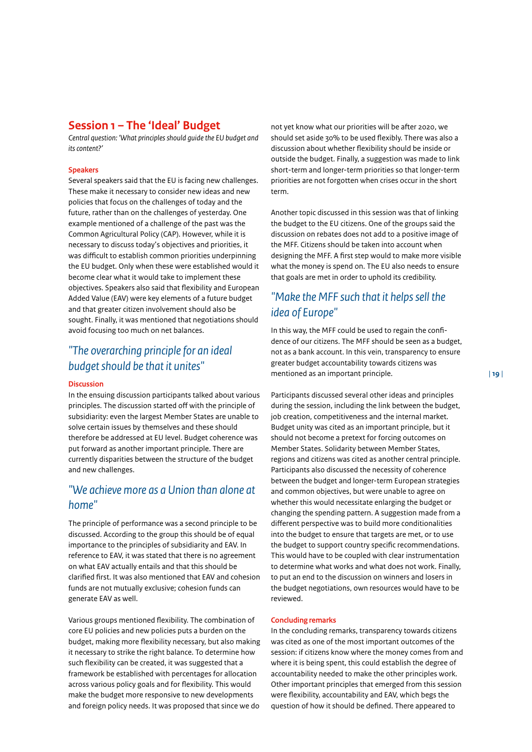## Session 1 – The 'Ideal' Budget

*Central question: 'What principles should guide the EU budget and its content?'*

#### Speakers

Several speakers said that the EU is facing new challenges. These make it necessary to consider new ideas and new policies that focus on the challenges of today and the future, rather than on the challenges of yesterday. One example mentioned of a challenge of the past was the Common Agricultural Policy (CAP). However, while it is necessary to discuss today's objectives and priorities, it was difficult to establish common priorities underpinning the EU budget. Only when these were established would it become clear what it would take to implement these objectives. Speakers also said that flexibility and European Added Value (EAV) were key elements of a future budget and that greater citizen involvement should also be sought. Finally, it was mentioned that negotiations should avoid focusing too much on net balances.

### *"The overarching principle for an ideal budget should be that it unites"*

#### Discussion

In the ensuing discussion participants talked about various principles. The discussion started off with the principle of subsidiarity: even the largest Member States are unable to solve certain issues by themselves and these should therefore be addressed at EU level. Budget coherence was put forward as another important principle. There are currently disparities between the structure of the budget and new challenges.

### *"We achieve more as a Union than alone at home"*

The principle of performance was a second principle to be discussed. According to the group this should be of equal importance to the principles of subsidiarity and EAV. In reference to EAV, it was stated that there is no agreement on what EAV actually entails and that this should be clarified first. It was also mentioned that EAV and cohesion funds are not mutually exclusive; cohesion funds can generate EAV as well.

Various groups mentioned flexibility. The combination of core EU policies and new policies puts a burden on the budget, making more flexibility necessary, but also making it necessary to strike the right balance. To determine how such flexibility can be created, it was suggested that a framework be established with percentages for allocation across various policy goals and for flexibility. This would make the budget more responsive to new developments and foreign policy needs. It was proposed that since we do not yet know what our priorities will be after 2020, we should set aside 30% to be used flexibly. There was also a discussion about whether flexibility should be inside or outside the budget. Finally, a suggestion was made to link short-term and longer-term priorities so that longer-term priorities are not forgotten when crises occur in the short term.

Another topic discussed in this session was that of linking the budget to the EU citizens. One of the groups said the discussion on rebates does not add to a positive image of the MFF. Citizens should be taken into account when designing the MFF. A first step would to make more visible what the money is spend on. The EU also needs to ensure that goals are met in order to uphold its credibility.

### *"Make the MFF such that it helps sell the idea of Europe"*

In this way, the MFF could be used to regain the confidence of our citizens. The MFF should be seen as a budget, not as a bank account. In this vein, transparency to ensure greater budget accountability towards citizens was mentioned as an important principle.

Participants discussed several other ideas and principles during the session, including the link between the budget, job creation, competitiveness and the internal market. Budget unity was cited as an important principle, but it should not become a pretext for forcing outcomes on Member States. Solidarity between Member States, regions and citizens was cited as another central principle. Participants also discussed the necessity of coherence between the budget and longer-term European strategies and common objectives, but were unable to agree on whether this would necessitate enlarging the budget or changing the spending pattern. A suggestion made from a different perspective was to build more conditionalities into the budget to ensure that targets are met, or to use the budget to support country specific recommendations. This would have to be coupled with clear instrumentation to determine what works and what does not work. Finally, to put an end to the discussion on winners and losers in the budget negotiations, own resources would have to be reviewed.

#### Concluding remarks

In the concluding remarks, transparency towards citizens was cited as one of the most important outcomes of the session: if citizens know where the money comes from and where it is being spent, this could establish the degree of accountability needed to make the other principles work. Other important principles that emerged from this session were flexibility, accountability and EAV, which begs the question of how it should be defined. There appeared to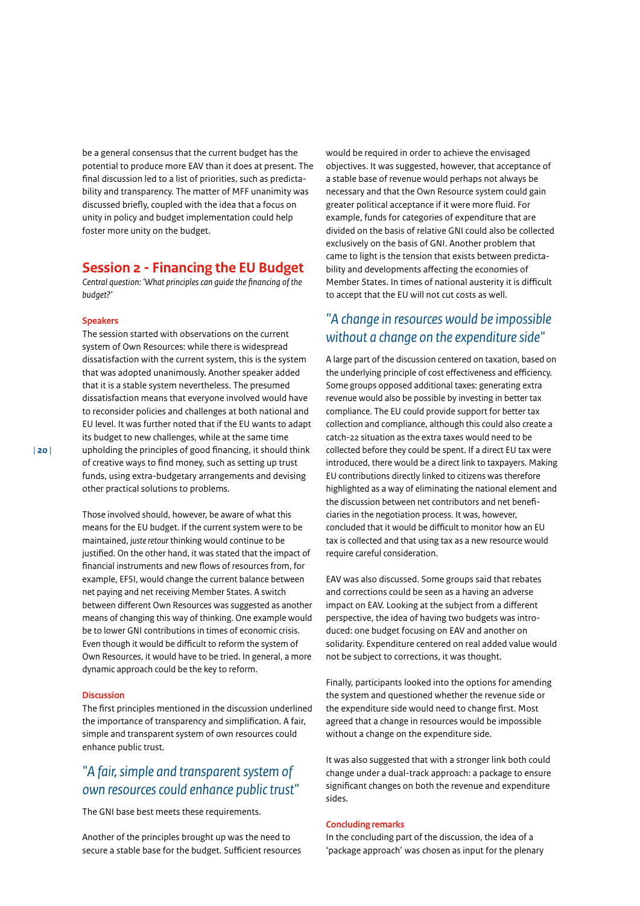be a general consensus that the current budget has the potential to produce more EAV than it does at present. The final discussion led to a list of priorities, such as predictability and transparency. The matter of MFF unanimity was discussed briefly, coupled with the idea that a focus on unity in policy and budget implementation could help foster more unity on the budget.

## Session 2 - Financing the EU Budget

*Central question: 'What principles can guide the financing of the budget?'*

### Speakers

The session started with observations on the current system of Own Resources: while there is widespread dissatisfaction with the current system, this is the system that was adopted unanimously. Another speaker added that it is a stable system nevertheless. The presumed dissatisfaction means that everyone involved would have to reconsider policies and challenges at both national and EU level. It was further noted that if the EU wants to adapt its budget to new challenges, while at the same time upholding the principles of good financing, it should think of creative ways to find money, such as setting up trust funds, using extra-budgetary arrangements and devising other practical solutions to problems.

Those involved should, however, be aware of what this means for the EU budget. If the current system were to be maintained, *juste retour* thinking would continue to be justified. On the other hand, it was stated that the impact of financial instruments and new flows of resources from, for example, EFSI, would change the current balance between net paying and net receiving Member States. A switch between different Own Resources was suggested as another means of changing this way of thinking. One example would be to lower GNI contributions in times of economic crisis. Even though it would be difficult to reform the system of Own Resources, it would have to be tried. In general, a more dynamic approach could be the key to reform.

### Discussion

The first principles mentioned in the discussion underlined the importance of transparency and simplification. A fair, simple and transparent system of own resources could enhance public trust.

> *"A fair, simple and transparent system of own resources could enhance public trust"*

The GNI base best meets these requirements.

Another of the principles brought up was the need to secure a stable base for the budget. Sufficient resources would be required in order to achieve the envisaged objectives. It was suggested, however, that acceptance of a stable base of revenue would perhaps not always be necessary and that the Own Resource system could gain greater political acceptance if it were more fluid. For example, funds for categories of expenditure that are divided on the basis of relative GNI could also be collected exclusively on the basis of GNI. Another problem that came to light is the tension that exists between predictability and developments affecting the economies of Member States. In times of national austerity it is difficult to accept that the EU will not cut costs as well.

> *"A change in resources would be impossible without a change on the expenditure side"*

A large part of the discussion centered on taxation, based on the underlying principle of cost effectiveness and efficiency. Some groups opposed additional taxes: generating extra revenue would also be possible by investing in better tax compliance. The EU could provide support for better tax collection and compliance, although this could also create a catch-22 situation as the extra taxes would need to be collected before they could be spent. If a direct EU tax were introduced, there would be a direct link to taxpayers. Making EU contributions directly linked to citizens was therefore highlighted as a way of eliminating the national element and the discussion between net contributors and net beneficiaries in the negotiation process. It was, however, concluded that it would be difficult to monitor how an EU tax is collected and that using tax as a new resource would require careful consideration.

EAV was also discussed. Some groups said that rebates and corrections could be seen as a having an adverse impact on EAV. Looking at the subject from a different perspective, the idea of having two budgets was introduced: one budget focusing on EAV and another on solidarity. Expenditure centered on real added value would not be subject to corrections, it was thought.

Finally, participants looked into the options for amending the system and questioned whether the revenue side or the expenditure side would need to change first. Most agreed that a change in resources would be impossible without a change on the expenditure side.

It was also suggested that with a stronger link both could change under a dual-track approach: a package to ensure significant changes on both the revenue and expenditure sides.

### Concluding remarks

In the concluding part of the discussion, the idea of a 'package approach' was chosen as input for the plenary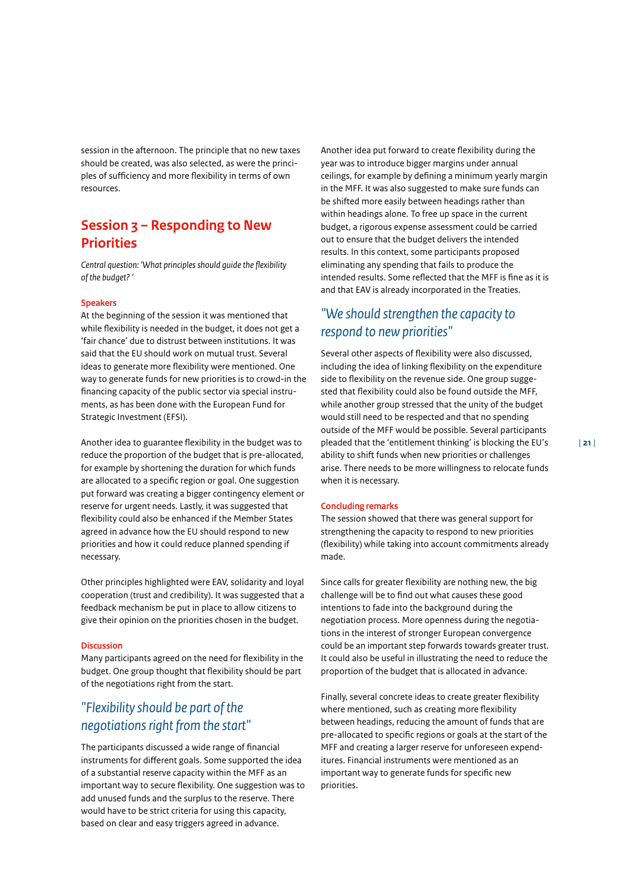session in the afternoon. The principle that no new taxes should be created, was also selected, as were the principles of sufficiency and more flexibility in terms of own resources.

## Session 3 – Responding to New Priorities

*Central question: 'What principles should guide the flexibility of the budget? '*

### Speakers

At the beginning of the session it was mentioned that while flexibility is needed in the budget, it does not get a 'fair chance' due to distrust between institutions. It was said that the EU should work on mutual trust. Several ideas to generate more flexibility were mentioned. One way to generate funds for new priorities is to crowd-in the financing capacity of the public sector via special instruments, as has been done with the European Fund for Strategic Investment (EFSI).

Another idea to guarantee flexibility in the budget was to reduce the proportion of the budget that is pre-allocated, for example by shortening the duration for which funds are allocated to a specific region or goal. One suggestion put forward was creating a bigger contingency element or reserve for urgent needs. Lastly, it was suggested that flexibility could also be enhanced if the Member States agreed in advance how the EU should respond to new priorities and how it could reduce planned spending if necessary.

Other principles highlighted were EAV, solidarity and loyal cooperation (trust and credibility). It was suggested that a feedback mechanism be put in place to allow citizens to give their opinion on the priorities chosen in the budget.

### Discussion

Many participants agreed on the need for flexibility in the budget. One group thought that flexibility should be part of the negotiations right from the start.

*"Flexibility should be part of the negotiations right from the start"*

The participants discussed a wide range of financial instruments for different goals. Some supported the idea of a substantial reserve capacity within the MFF as an important way to secure flexibility. One suggestion was to add unused funds and the surplus to the reserve. There would have to be strict criteria for using this capacity, based on clear and easy triggers agreed in advance.

Another idea put forward to create flexibility during the year was to introduce bigger margins under annual ceilings, for example by defining a minimum yearly margin in the MFF. It was also suggested to make sure funds can be shifted more easily between headings rather than within headings alone. To free up space in the current budget, a rigorous expense assessment could be carried out to ensure that the budget delivers the intended results. In this context, some participants proposed eliminating any spending that fails to produce the intended results. Some reflected that the MFF is fine as it is and that EAV is already incorporated in the Treaties.

*"We should strengthen the capacity to respond to new priorities"*

Several other aspects of flexibility were also discussed, including the idea of linking flexibility on the expenditure side to flexibility on the revenue side. One group suggested that flexibility could also be found outside the MFF, while another group stressed that the unity of the budget would still need to be respected and that no spending outside of the MFF would be possible. Several participants pleaded that the 'entitlement thinking' is blocking the EU's ability to shift funds when new priorities or challenges arise. There needs to be more willingness to relocate funds when it is necessary.

### Concluding remarks

The session showed that there was general support for strengthening the capacity to respond to new priorities (flexibility) while taking into account commitments already made.

Since calls for greater flexibility are nothing new, the big challenge will be to find out what causes these good intentions to fade into the background during the negotiation process. More openness during the negotiations in the interest of stronger European convergence could be an important step forwards towards greater trust. It could also be useful in illustrating the need to reduce the proportion of the budget that is allocated in advance.

Finally, several concrete ideas to create greater flexibility where mentioned, such as creating more flexibility between headings, reducing the amount of funds that are pre-allocated to specific regions or goals at the start of the MFF and creating a larger reserve for unforeseen expenditures. Financial instruments were mentioned as an important way to generate funds for specific new priorities.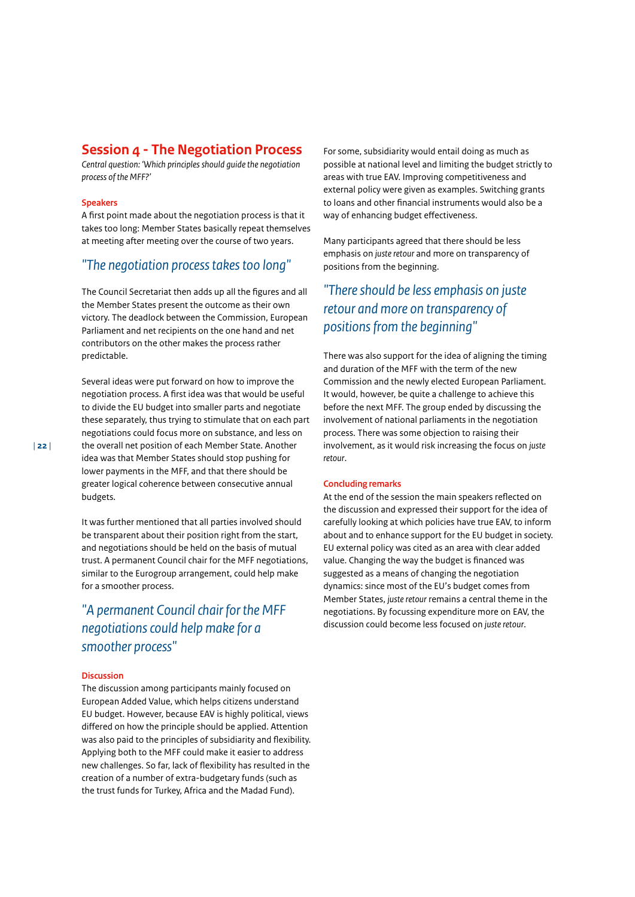## Session 4 - The Negotiation Process

*Central question: 'Which principles should guide the negotiation process of the MFF?'*

### Speakers

A first point made about the negotiation process is that it takes too long: Member States basically repeat themselves at meeting after meeting over the course of two years.

> *"The negotiation process takes too long"*

The Council Secretariat then adds up all the figures and all the Member States present the outcome as their own victory. The deadlock between the Commission, European Parliament and net recipients on the one hand and net contributors on the other makes the process rather predictable.

Several ideas were put forward on how to improve the negotiation process. A first idea was that would be useful to divide the EU budget into smaller parts and negotiate these separately, thus trying to stimulate that on each part negotiations could focus more on substance, and less on the overall net position of each Member State. Another idea was that Member States should stop pushing for lower payments in the MFF, and that there should be greater logical coherence between consecutive annual budgets.

It was further mentioned that all parties involved should be transparent about their position right from the start, and negotiations should be held on the basis of mutual trust. A permanent Council chair for the MFF negotiations, similar to the Eurogroup arrangement, could help make for a smoother process.

> *"A permanent Council chair for the MFF negotiations could help make for a smoother process"*

### Discussion

The discussion among participants mainly focused on European Added Value, which helps citizens understand EU budget. However, because EAV is highly political, views differed on how the principle should be applied. Attention was also paid to the principles of subsidiarity and flexibility. Applying both to the MFF could make it easier to address new challenges. So far, lack of flexibility has resulted in the creation of a number of extra-budgetary funds (such as the trust funds for Turkey, Africa and the Madad Fund).

For some, subsidiarity would entail doing as much as possible at national level and limiting the budget strictly to areas with true EAV. Improving competitiveness and external policy were given as examples. Switching grants to loans and other financial instruments would also be a way of enhancing budget effectiveness.

Many participants agreed that there should be less emphasis on *juste retour* and more on transparency of positions from the beginning.

> *"There should be less emphasis on juste retour and more on transparency of positions from the beginning"*

There was also support for the idea of aligning the timing and duration of the MFF with the term of the new Commission and the newly elected European Parliament. It would, however, be quite a challenge to achieve this before the next MFF. The group ended by discussing the involvement of national parliaments in the negotiation process. There was some objection to raising their involvement, as it would risk increasing the focus on *juste retour*.

### Concluding remarks

At the end of the session the main speakers reflected on the discussion and expressed their support for the idea of carefully looking at which policies have true EAV, to inform about and to enhance support for the EU budget in society. EU external policy was cited as an area with clear added value. Changing the way the budget is financed was suggested as a means of changing the negotiation dynamics: since most of the EU's budget comes from Member States, *juste retour* remains a central theme in the negotiations. By focussing expenditure more on EAV, the discussion could become less focused on *juste retour*.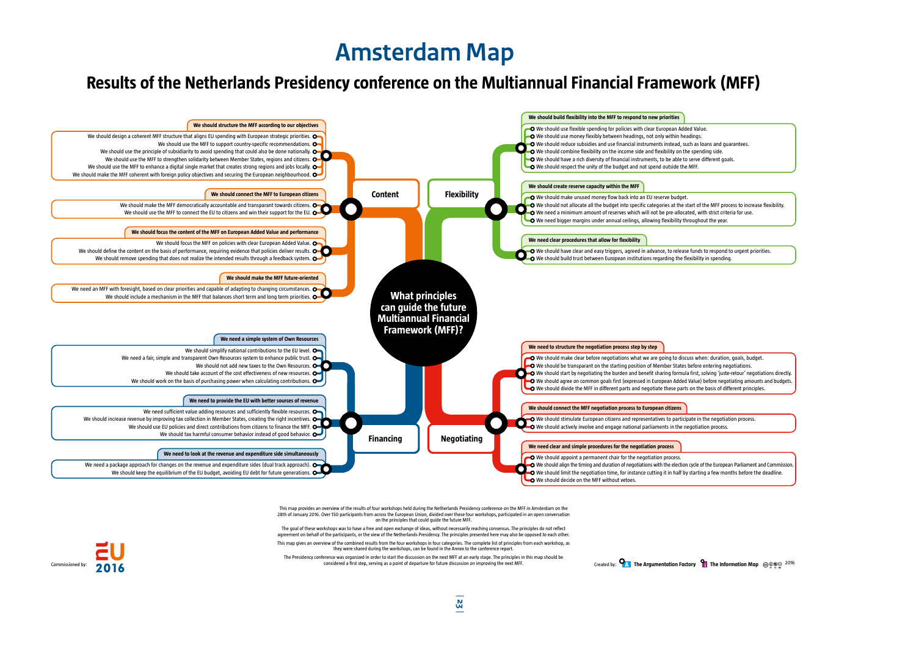# Amsterdam Map

## Results of the Netherlands Presidency conference on the Multiannual Financial Framework (MFF)

# What principles can guide the future Multiannual Financial Framework (MFF)?

## Content

### We should structure the MFF according to our objectives

- We should design a coherent MFF structure that aligns EU spending with European strategic priorities.
- We should use the MFF to support country-specific recommendations.
- We should use the principle of subsidiarity to avoid spending that could also be done nationally.
- We should use the MFF to strengthen solidarity between Member States, regions and citizens.
- We should use the MFF to enhance a digital single market that creates strong regions and jobs locally.
- We should make the MFF coherent with foreign policy objectives and securing the European neighbourhood.

### We should connect the MFF to European citizens

- We should make the MFF democratically accountable and transparant towards citizens.
- We should use the MFF to connect the EU to citizens and win their support for the EU.

### We should focus the content of the MFF on European Added Value and performance

- We should focus the MFF on policies with clear European Added Value.
- We should define the content on the basis of performance, requiring evidence that policies deliver results.
- We should remove spending that does not realize the intended results through a feedback system.

### We should make the MFF future-oriented

- We need an MFF with foresight, based on clear priorities and capable of adapting to changing circumstances.
- We should include a mechanism in the MFF that balances short term and long term priorities.

## Flexibility

### We should build flexibility into the MFF to respond to new priorities

- We should use flexible spending for policies with clear European Added Value.
- We should use money flexibly between headings, not only within headings.
- We should reduce subsidies and use financial instruments instead, such as loans and guarantees.
- We should combine flexibility on the income side and flexibility on the spending side.
- We should have a rich diversity of financial instruments, to be able to serve different goals.
- We should respect the unity of the budget and not spend outside the MFF.

### We should create reserve capacity within the MFF

- We should make unused money flow back into an EU reserve budget.
- We should not allocate all the budget into specific categories at the start of the MFF process to increase flexibility.
- We need a minimum amount of reserves which will not be pre-allocated, with strict criteria for use.
- We need bigger margins under annual ceilings, allowing flexibility throughout the year.

### We need clear procedures that allow for flexibility

- We should have clear and easy triggers, agreed in advance, to release funds to respond to urgent priorities.
- We should build trust between European institutions regarding the flexibility in spending.

## Financing

### We need a simple system of Own Resources

- We should simplify national contributions to the EU level.
- We need a fair, simple and transparent Own Resources system to enhance public trust.
- We should not add new taxes to the Own Resources.
- We should take account of the cost effectiveness of new resources.
- We should work on the basis of purchasing power when calculating contributions.

### We need to provide the EU with better sources of revenue

- We need sufficient value adding resources and sufficiently flexible resources.
- We should increase revenue by improving tax collection in Member States, creating the right incentives.
- We should use EU policies and direct contributions from citizens to finance the MFF.
- We should tax harmful consumer behavior instead of good behavior.

### We need to look at the revenue and expenditure side simultaneously

- We need a package approach for changes on the revenue and expenditure sides (dual track approach).
- We should keep the equilibrium of the EU budget, avoiding EU debt for future generations.

## Negotiating

### We need to structure the negotiation process step by step

- We should make clear before negotiations what we are going to discuss when: duration, goals, budget.
- We should be transparant on the starting position of Member States before entering negotiations.
- We should start by negotiating the burden and benefit sharing formula first, solving 'juste-retour' negotiations directly.
- We should agree on common goals first (expressed in European Added Value) before negotiating amounts and budgets.
- We should divide the MFF in different parts and negotiate these parts on the basis of different principles.

### We should connect the MFF negotiation process to European citizens

- We should stimulate European citizens and representatives to participate in the negotiation process.
- We should actively involve and engage national parliaments in the negotiation process.

### We need clear and simple procedures for the negotiation process

- We should appoint a permanent chair for the negotiation process.
- We should align the timing and duration of negotiations with the election cycle of the European Parliament and Commission.
- We should limit the negotiation time, for instance cutting it in half by starting a few months before the deadline.
- We should decide on the MFF without vetoes.

---

This map provides an overview of the results of four workshops held during the Netherlands Presidency conference on the MFF in Amsterdam on the 28th of January 2016. Over 150 participants from across the European Union, divided over these four workshops, participated in an open conversation on the principles that could guide the future MFF.

The goal of these workshops was to have a free and open exchange of ideas, without necessarily reaching consensus. The principles do not reflect agreement on behalf of the participants, or the view of the Netherlands Presidency. The principles presented here may also be opposed to each other.

This map gives an overview of the combined results from the four workshops in four categories. The complete list of principles from each workshop, as they were shared during the workshops, can be found in the Annex to the conference report.

The Presidency conference was organized in order to start the discussion on the next MFF at an early stage. The principles in this map should be considered a first step, serving as a point of departure for future discussion on improving the next MFF.

Commissioned by: EU 2016

Created by: The Argumentation Factory, The Information Map 2016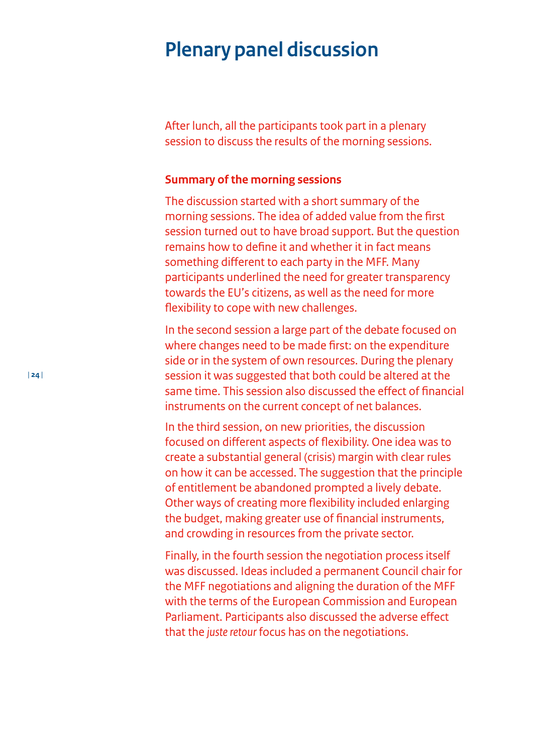# Plenary panel discussion

After lunch, all the participants took part in a plenary session to discuss the results of the morning sessions.

**Summary of the morning sessions**

The discussion started with a short summary of the morning sessions. The idea of added value from the first session turned out to have broad support. But the question remains how to define it and whether it in fact means something different to each party in the MFF. Many participants underlined the need for greater transparency towards the EU's citizens, as well as the need for more flexibility to cope with new challenges.

In the second session a large part of the debate focused on where changes need to be made first: on the expenditure side or in the system of own resources. During the plenary session it was suggested that both could be altered at the same time. This session also discussed the effect of financial instruments on the current concept of net balances.

In the third session, on new priorities, the discussion focused on different aspects of flexibility. One idea was to create a substantial general (crisis) margin with clear rules on how it can be accessed. The suggestion that the principle of entitlement be abandoned prompted a lively debate. Other ways of creating more flexibility included enlarging the budget, making greater use of financial instruments, and crowding in resources from the private sector.

Finally, in the fourth session the negotiation process itself was discussed. Ideas included a permanent Council chair for the MFF negotiations and aligning the duration of the MFF with the terms of the European Commission and European Parliament. Participants also discussed the adverse effect that the *juste retour* focus has on the negotiations.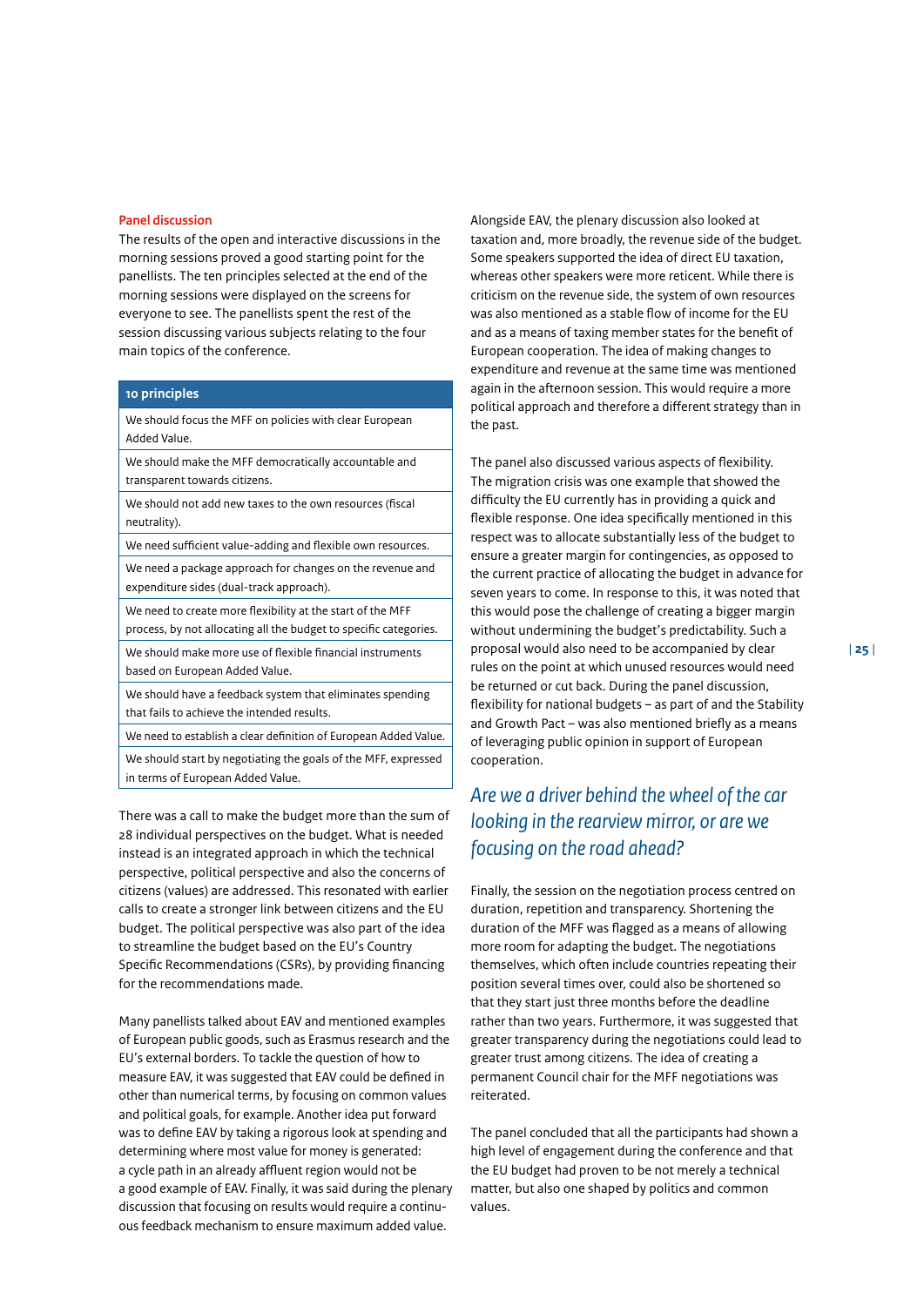### Panel discussion

The results of the open and interactive discussions in the morning sessions proved a good starting point for the panellists. The ten principles selected at the end of the morning sessions were displayed on the screens for everyone to see. The panellists spent the rest of the session discussing various subjects relating to the four main topics of the conference.

| 10 principles |
|---|
| We should focus the MFF on policies with clear European Added Value. |
| We should make the MFF democratically accountable and transparent towards citizens. |
| We should not add new taxes to the own resources (fiscal neutrality). |
| We need sufficient value-adding and flexible own resources. |
| We need a package approach for changes on the revenue and expenditure sides (dual-track approach). |
| We need to create more flexibility at the start of the MFF process, by not allocating all the budget to specific categories. |
| We should make more use of flexible financial instruments based on European Added Value. |
| We should have a feedback system that eliminates spending that fails to achieve the intended results. |
| We need to establish a clear definition of European Added Value. |
| We should start by negotiating the goals of the MFF, expressed in terms of European Added Value. |

There was a call to make the budget more than the sum of 28 individual perspectives on the budget. What is needed instead is an integrated approach in which the technical perspective, political perspective and also the concerns of citizens (values) are addressed. This resonated with earlier calls to create a stronger link between citizens and the EU budget. The political perspective was also part of the idea to streamline the budget based on the EU's Country Specific Recommendations (CSRs), by providing financing for the recommendations made.

Many panellists talked about EAV and mentioned examples of European public goods, such as Erasmus research and the EU's external borders. To tackle the question of how to measure EAV, it was suggested that EAV could be defined in other than numerical terms, by focusing on common values and political goals, for example. Another idea put forward was to define EAV by taking a rigorous look at spending and determining where most value for money is generated: a cycle path in an already affluent region would not be a good example of EAV. Finally, it was said during the plenary discussion that focusing on results would require a continuous feedback mechanism to ensure maximum added value.

Alongside EAV, the plenary discussion also looked at taxation and, more broadly, the revenue side of the budget. Some speakers supported the idea of direct EU taxation, whereas other speakers were more reticent. While there is criticism on the revenue side, the system of own resources was also mentioned as a stable flow of income for the EU and as a means of taxing member states for the benefit of European cooperation. The idea of making changes to expenditure and revenue at the same time was mentioned again in the afternoon session. This would require a more political approach and therefore a different strategy than in the past.

The panel also discussed various aspects of flexibility. The migration crisis was one example that showed the difficulty the EU currently has in providing a quick and flexible response. One idea specifically mentioned in this respect was to allocate substantially less of the budget to ensure a greater margin for contingencies, as opposed to the current practice of allocating the budget in advance for seven years to come. In response to this, it was noted that this would pose the challenge of creating a bigger margin without undermining the budget's predictability. Such a proposal would also need to be accompanied by clear rules on the point at which unused resources would need be returned or cut back. During the panel discussion, flexibility for national budgets – as part of and the Stability and Growth Pact – was also mentioned briefly as a means of leveraging public opinion in support of European cooperation.

## *Are we a driver behind the wheel of the car looking in the rearview mirror, or are we focusing on the road ahead?*

Finally, the session on the negotiation process centred on duration, repetition and transparency. Shortening the duration of the MFF was flagged as a means of allowing more room for adapting the budget. The negotiations themselves, which often include countries repeating their position several times over, could also be shortened so that they start just three months before the deadline rather than two years. Furthermore, it was suggested that greater transparency during the negotiations could lead to greater trust among citizens. The idea of creating a permanent Council chair for the MFF negotiations was reiterated.

The panel concluded that all the participants had shown a high level of engagement during the conference and that the EU budget had proven to be not merely a technical matter, but also one shaped by politics and common values.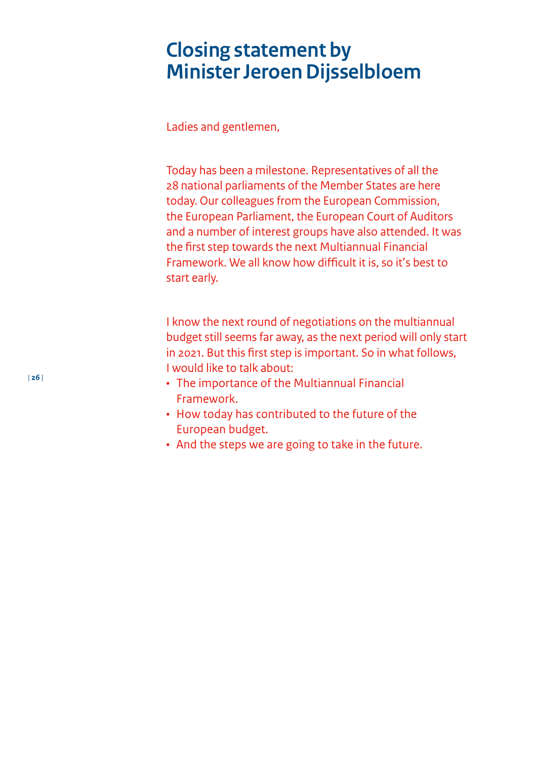# Closing statement by Minister Jeroen Dijsselbloem

Ladies and gentlemen,

Today has been a milestone. Representatives of all the 28 national parliaments of the Member States are here today. Our colleagues from the European Commission, the European Parliament, the European Court of Auditors and a number of interest groups have also attended. It was the first step towards the next Multiannual Financial Framework. We all know how difficult it is, so it's best to start early.

I know the next round of negotiations on the multiannual budget still seems far away, as the next period will only start in 2021. But this first step is important. So in what follows, I would like to talk about:

- The importance of the Multiannual Financial Framework.
- How today has contributed to the future of the European budget.
- And the steps we are going to take in the future.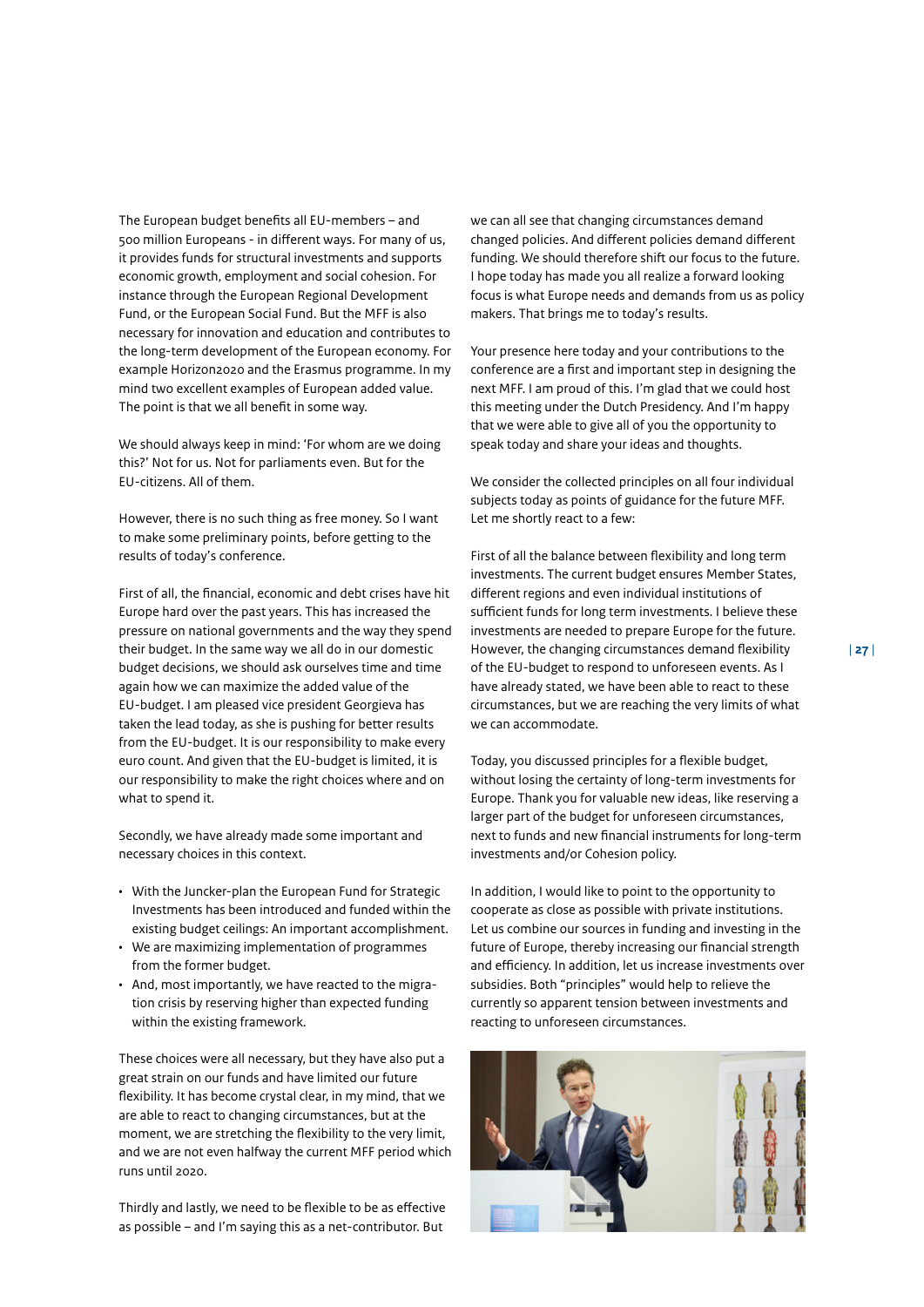The European budget benefits all EU-members – and 500 million Europeans - in different ways. For many of us, it provides funds for structural investments and supports economic growth, employment and social cohesion. For instance through the European Regional Development Fund, or the European Social Fund. But the MFF is also necessary for innovation and education and contributes to the long-term development of the European economy. For example Horizon2020 and the Erasmus programme. In my mind two excellent examples of European added value. The point is that we all benefit in some way.

We should always keep in mind: 'For whom are we doing this?' Not for us. Not for parliaments even. But for the EU-citizens. All of them.

However, there is no such thing as free money. So I want to make some preliminary points, before getting to the results of today's conference.

First of all, the financial, economic and debt crises have hit Europe hard over the past years. This has increased the pressure on national governments and the way they spend their budget. In the same way we all do in our domestic budget decisions, we should ask ourselves time and time again how we can maximize the added value of the EU-budget. I am pleased vice president Georgieva has taken the lead today, as she is pushing for better results from the EU-budget. It is our responsibility to make every euro count. And given that the EU-budget is limited, it is our responsibility to make the right choices where and on what to spend it.

Secondly, we have already made some important and necessary choices in this context.

- With the Juncker-plan the European Fund for Strategic Investments has been introduced and funded within the existing budget ceilings: An important accomplishment.
- We are maximizing implementation of programmes from the former budget.
- And, most importantly, we have reacted to the migration crisis by reserving higher than expected funding within the existing framework.

These choices were all necessary, but they have also put a great strain on our funds and have limited our future flexibility. It has become crystal clear, in my mind, that we are able to react to changing circumstances, but at the moment, we are stretching the flexibility to the very limit, and we are not even halfway the current MFF period which runs until 2020.

Thirdly and lastly, we need to be flexible to be as effective as possible – and I'm saying this as a net-contributor. But we can all see that changing circumstances demand changed policies. And different policies demand different funding. We should therefore shift our focus to the future. I hope today has made you all realize a forward looking focus is what Europe needs and demands from us as policy makers. That brings me to today's results.

Your presence here today and your contributions to the conference are a first and important step in designing the next MFF. I am proud of this. I'm glad that we could host this meeting under the Dutch Presidency. And I'm happy that we were able to give all of you the opportunity to speak today and share your ideas and thoughts.

We consider the collected principles on all four individual subjects today as points of guidance for the future MFF. Let me shortly react to a few:

First of all the balance between flexibility and long term investments. The current budget ensures Member States, different regions and even individual institutions of sufficient funds for long term investments. I believe these investments are needed to prepare Europe for the future. However, the changing circumstances demand flexibility of the EU-budget to respond to unforeseen events. As I have already stated, we have been able to react to these circumstances, but we are reaching the very limits of what we can accommodate.

Today, you discussed principles for a flexible budget, without losing the certainty of long-term investments for Europe. Thank you for valuable new ideas, like reserving a larger part of the budget for unforeseen circumstances, next to funds and new financial instruments for long-term investments and/or Cohesion policy.

In addition, I would like to point to the opportunity to cooperate as close as possible with private institutions. Let us combine our sources in funding and investing in the future of Europe, thereby increasing our financial strength and efficiency. In addition, let us increase investments over subsidies. Both "principles" would help to relieve the currently so apparent tension between investments and reacting to unforeseen circumstances.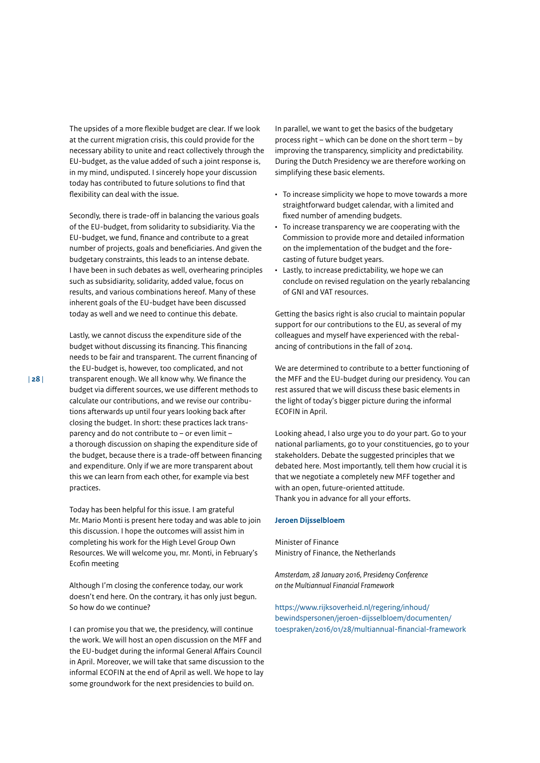The upsides of a more flexible budget are clear. If we look at the current migration crisis, this could provide for the necessary ability to unite and react collectively through the EU-budget, as the value added of such a joint response is, in my mind, undisputed. I sincerely hope your discussion today has contributed to future solutions to find that flexibility can deal with the issue.

Secondly, there is trade-off in balancing the various goals of the EU-budget, from solidarity to subsidiarity. Via the EU-budget, we fund, finance and contribute to a great number of projects, goals and beneficiaries. And given the budgetary constraints, this leads to an intense debate. I have been in such debates as well, overhearing principles such as subsidiarity, solidarity, added value, focus on results, and various combinations hereof. Many of these inherent goals of the EU-budget have been discussed today as well and we need to continue this debate.

Lastly, we cannot discuss the expenditure side of the budget without discussing its financing. This financing needs to be fair and transparent. The current financing of the EU-budget is, however, too complicated, and not transparent enough. We all know why. We finance the budget via different sources, we use different methods to calculate our contributions, and we revise our contributions afterwards up until four years looking back after closing the budget. In short: these practices lack transparency and do not contribute to – or even limit – a thorough discussion on shaping the expenditure side of the budget, because there is a trade-off between financing and expenditure. Only if we are more transparent about this we can learn from each other, for example via best practices.

Today has been helpful for this issue. I am grateful Mr. Mario Monti is present here today and was able to join this discussion. I hope the outcomes will assist him in completing his work for the High Level Group Own Resources. We will welcome you, mr. Monti, in February's Ecofin meeting

Although I'm closing the conference today, our work doesn't end here. On the contrary, it has only just begun. So how do we continue?

I can promise you that we, the presidency, will continue the work. We will host an open discussion on the MFF and the EU-budget during the informal General Affairs Council in April. Moreover, we will take that same discussion to the informal ECOFIN at the end of April as well. We hope to lay some groundwork for the next presidencies to build on.

In parallel, we want to get the basics of the budgetary process right – which can be done on the short term – by improving the transparency, simplicity and predictability. During the Dutch Presidency we are therefore working on simplifying these basic elements.

- To increase simplicity we hope to move towards a more straightforward budget calendar, with a limited and fixed number of amending budgets.
- To increase transparency we are cooperating with the Commission to provide more and detailed information on the implementation of the budget and the forecasting of future budget years.
- Lastly, to increase predictability, we hope we can conclude on revised regulation on the yearly rebalancing of GNI and VAT resources.

Getting the basics right is also crucial to maintain popular support for our contributions to the EU, as several of my colleagues and myself have experienced with the rebalancing of contributions in the fall of 2014.

We are determined to contribute to a better functioning of the MFF and the EU-budget during our presidency. You can rest assured that we will discuss these basic elements in the light of today's bigger picture during the informal ECOFIN in April.

Looking ahead, I also urge you to do your part. Go to your national parliaments, go to your constituencies, go to your stakeholders. Debate the suggested principles that we debated here. Most importantly, tell them how crucial it is that we negotiate a completely new MFF together and with an open, future-oriented attitude.
Thank you in advance for all your efforts.

**Jeroen Dijsselbloem**

Minister of Finance
Ministry of Finance, the Netherlands

*Amsterdam, 28 January 2016, Presidency Conference on the Multiannual Financial Framework*

https://www.rijksoverheid.nl/regering/inhoud/bewindspersonen/jeroen-dijsselbloem/documenten/toespraken/2016/01/28/multiannual-financial-framework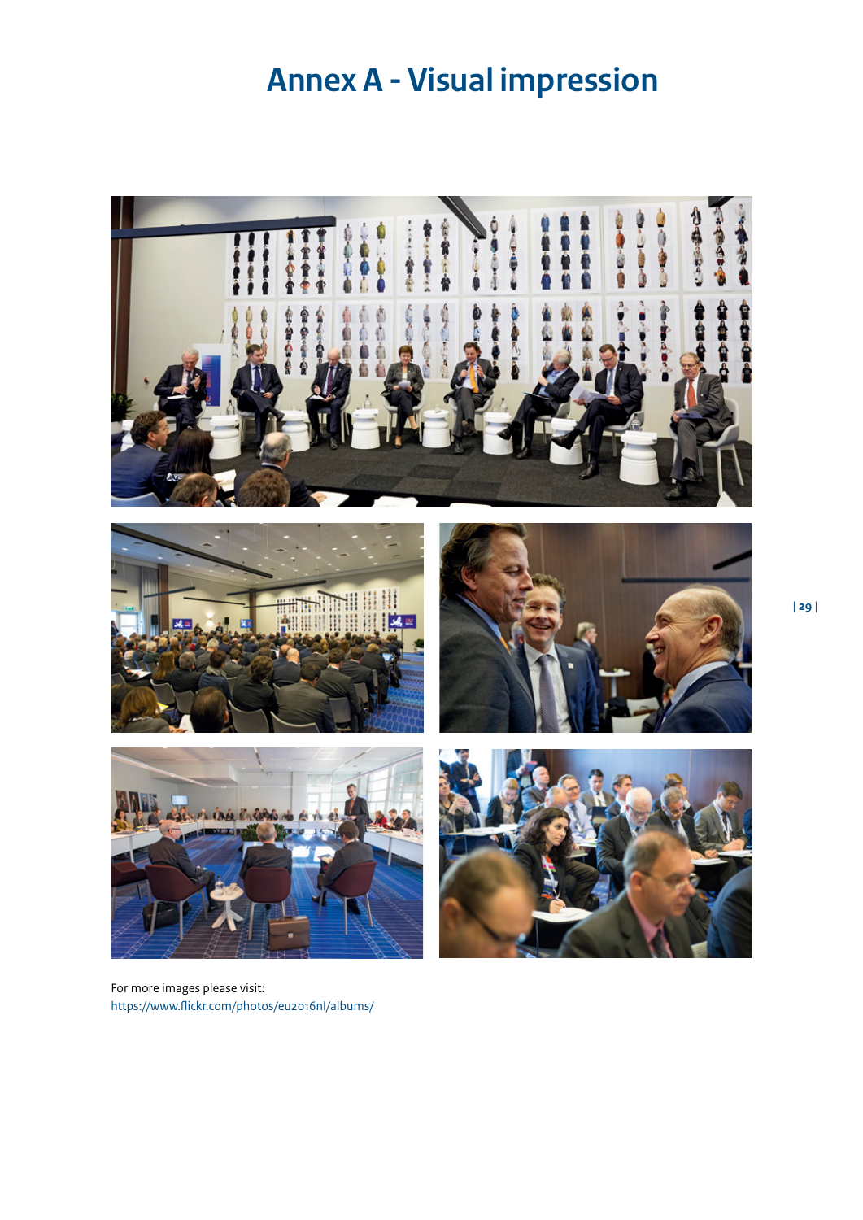# Annex A - Visual impression

For more images please visit:
https://www.flickr.com/photos/eu2016nl/albums/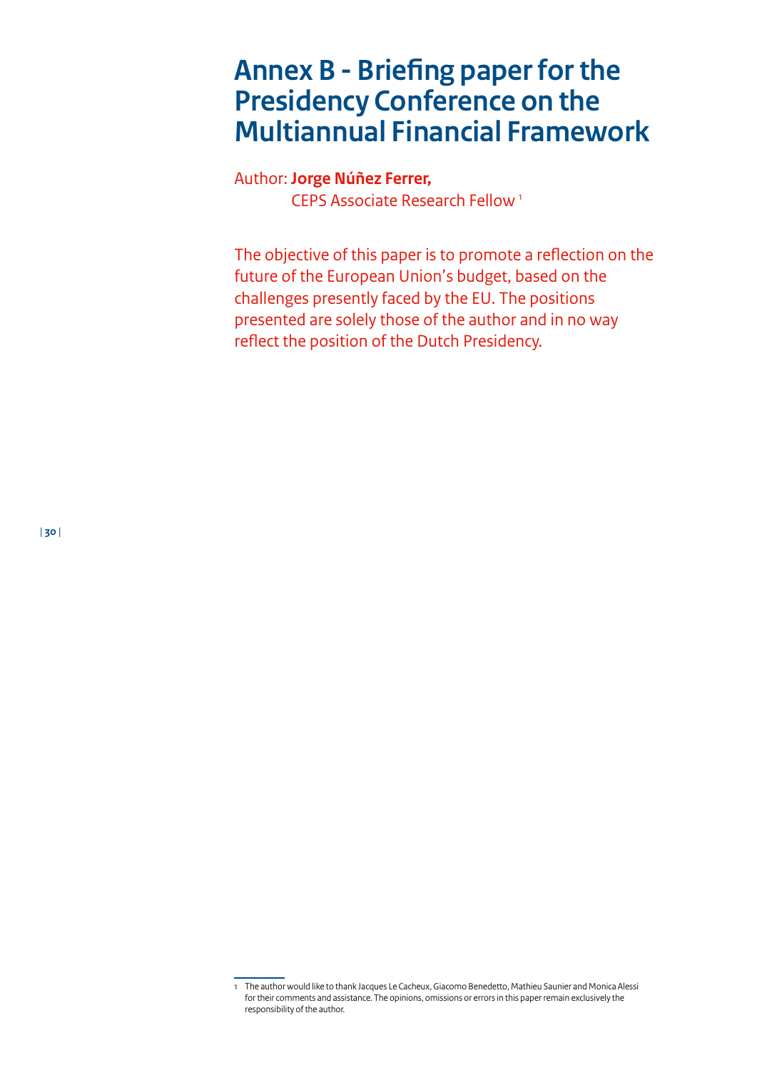# Annex B - Briefing paper for the Presidency Conference on the Multiannual Financial Framework

Author: **Jorge Núñez Ferrer,**
CEPS Associate Research Fellow [1]

The objective of this paper is to promote a reflection on the future of the European Union's budget, based on the challenges presently faced by the EU. The positions presented are solely those of the author and in no way reflect the position of the Dutch Presidency.

---

1 The author would like to thank Jacques Le Cacheux, Giacomo Benedetto, Mathieu Saunier and Monica Alessi for their comments and assistance. The opinions, omissions or errors in this paper remain exclusively the responsibility of the author.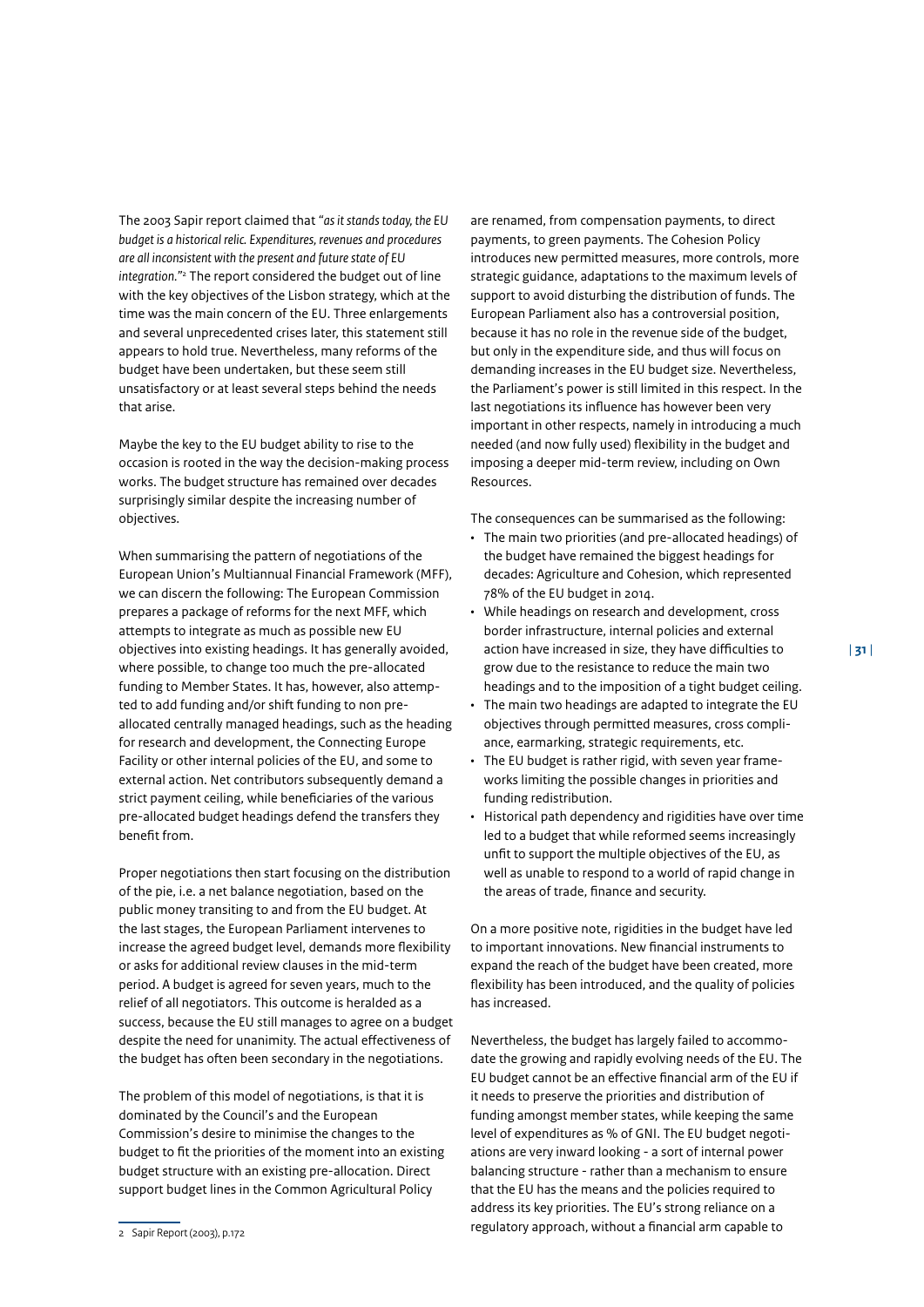The 2003 Sapir report claimed that "*as it stands today, the EU budget is a historical relic. Expenditures, revenues and procedures are all inconsistent with the present and future state of EU integration.*"[2] The report considered the budget out of line with the key objectives of the Lisbon strategy, which at the time was the main concern of the EU. Three enlargements and several unprecedented crises later, this statement still appears to hold true. Nevertheless, many reforms of the budget have been undertaken, but these seem still unsatisfactory or at least several steps behind the needs that arise.

Maybe the key to the EU budget ability to rise to the occasion is rooted in the way the decision-making process works. The budget structure has remained over decades surprisingly similar despite the increasing number of objectives.

When summarising the pattern of negotiations of the European Union's Multiannual Financial Framework (MFF), we can discern the following: The European Commission prepares a package of reforms for the next MFF, which attempts to integrate as much as possible new EU objectives into existing headings. It has generally avoided, where possible, to change too much the pre-allocated funding to Member States. It has, however, also attempted to add funding and/or shift funding to non pre-allocated centrally managed headings, such as the heading for research and development, the Connecting Europe Facility or other internal policies of the EU, and some to external action. Net contributors subsequently demand a strict payment ceiling, while beneficiaries of the various pre-allocated budget headings defend the transfers they benefit from.

Proper negotiations then start focusing on the distribution of the pie, i.e. a net balance negotiation, based on the public money transiting to and from the EU budget. At the last stages, the European Parliament intervenes to increase the agreed budget level, demands more flexibility or asks for additional review clauses in the mid-term period. A budget is agreed for seven years, much to the relief of all negotiators. This outcome is heralded as a success, because the EU still manages to agree on a budget despite the need for unanimity. The actual effectiveness of the budget has often been secondary in the negotiations.

The problem of this model of negotiations, is that it is dominated by the Council's and the European Commission's desire to minimise the changes to the budget to fit the priorities of the moment into an existing budget structure with an existing pre-allocation. Direct support budget lines in the Common Agricultural Policy are renamed, from compensation payments, to direct payments, to green payments. The Cohesion Policy introduces new permitted measures, more controls, more strategic guidance, adaptations to the maximum levels of support to avoid disturbing the distribution of funds. The European Parliament also has a controversial position, because it has no role in the revenue side of the budget, but only in the expenditure side, and thus will focus on demanding increases in the EU budget size. Nevertheless, the Parliament's power is still limited in this respect. In the last negotiations its influence has however been very important in other respects, namely in introducing a much needed (and now fully used) flexibility in the budget and imposing a deeper mid-term review, including on Own Resources.

The consequences can be summarised as the following:

- The main two priorities (and pre-allocated headings) of the budget have remained the biggest headings for decades: Agriculture and Cohesion, which represented 78% of the EU budget in 2014.
- While headings on research and development, cross border infrastructure, internal policies and external action have increased in size, they have difficulties to grow due to the resistance to reduce the main two headings and to the imposition of a tight budget ceiling.
- The main two headings are adapted to integrate the EU objectives through permitted measures, cross compliance, earmarking, strategic requirements, etc.
- The EU budget is rather rigid, with seven year frameworks limiting the possible changes in priorities and funding redistribution.
- Historical path dependency and rigidities have over time led to a budget that while reformed seems increasingly unfit to support the multiple objectives of the EU, as well as unable to respond to a world of rapid change in the areas of trade, finance and security.

On a more positive note, rigidities in the budget have led to important innovations. New financial instruments to expand the reach of the budget have been created, more flexibility has been introduced, and the quality of policies has increased.

Nevertheless, the budget has largely failed to accommodate the growing and rapidly evolving needs of the EU. The EU budget cannot be an effective financial arm of the EU if it needs to preserve the priorities and distribution of funding amongst member states, while keeping the same level of expenditures as % of GNI. The EU budget negotiations are very inward looking - a sort of internal power balancing structure - rather than a mechanism to ensure that the EU has the means and the policies required to address its key priorities. The EU's strong reliance on a regulatory approach, without a financial arm capable to

---

2 Sapir Report (2003), p.172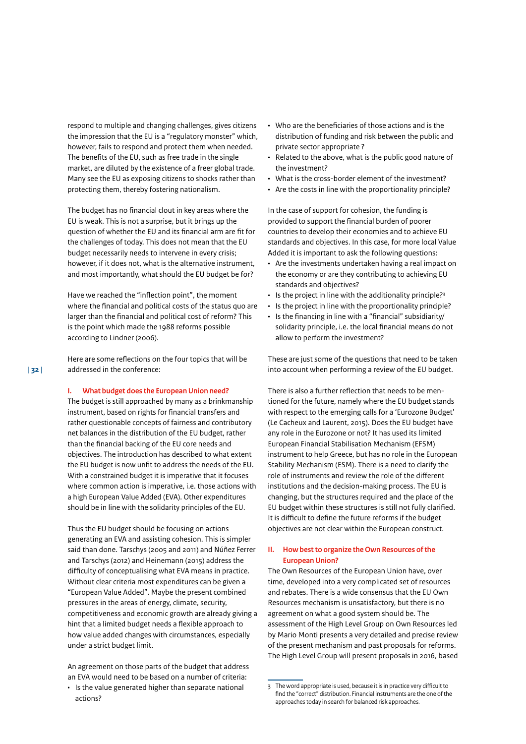respond to multiple and changing challenges, gives citizens the impression that the EU is a "regulatory monster" which, however, fails to respond and protect them when needed. The benefits of the EU, such as free trade in the single market, are diluted by the existence of a freer global trade. Many see the EU as exposing citizens to shocks rather than protecting them, thereby fostering nationalism.

The budget has no financial clout in key areas where the EU is weak. This is not a surprise, but it brings up the question of whether the EU and its financial arm are fit for the challenges of today. This does not mean that the EU budget necessarily needs to intervene in every crisis; however, if it does not, what is the alternative instrument, and most importantly, what should the EU budget be for?

Have we reached the "inflection point", the moment where the financial and political costs of the status quo are larger than the financial and political cost of reform? This is the point which made the 1988 reforms possible according to Lindner (2006).

Here are some reflections on the four topics that will be addressed in the conference:

## I. What budget does the European Union need?

The budget is still approached by many as a brinkmanship instrument, based on rights for financial transfers and rather questionable concepts of fairness and contributory net balances in the distribution of the EU budget, rather than the financial backing of the EU core needs and objectives. The introduction has described to what extent the EU budget is now unfit to address the needs of the EU. With a constrained budget it is imperative that it focuses where common action is imperative, i.e. those actions with a high European Value Added (EVA). Other expenditures should be in line with the solidarity principles of the EU.

Thus the EU budget should be focusing on actions generating an EVA and assisting cohesion. This is simpler said than done. Tarschys (2005 and 2011) and Núñez Ferrer and Tarschys (2012) and Heinemann (2015) address the difficulty of conceptualising what EVA means in practice. Without clear criteria most expenditures can be given a "European Value Added". Maybe the present combined pressures in the areas of energy, climate, security, competitiveness and economic growth are already giving a hint that a limited budget needs a flexible approach to how value added changes with circumstances, especially under a strict budget limit.

An agreement on those parts of the budget that address an EVA would need to be based on a number of criteria:

- Is the value generated higher than separate national actions?
- Who are the beneficiaries of those actions and is the distribution of funding and risk between the public and private sector appropriate ?
- Related to the above, what is the public good nature of the investment?
- What is the cross-border element of the investment?
- Are the costs in line with the proportionality principle?

In the case of support for cohesion, the funding is provided to support the financial burden of poorer countries to develop their economies and to achieve EU standards and objectives. In this case, for more local Value Added it is important to ask the following questions:

- Are the investments undertaken having a real impact on the economy or are they contributing to achieving EU standards and objectives?
- Is the project in line with the additionality principle?[3]
- Is the project in line with the proportionality principle?
- Is the financing in line with a "financial" subsidiarity/solidarity principle, i.e. the local financial means do not allow to perform the investment?

These are just some of the questions that need to be taken into account when performing a review of the EU budget.

There is also a further reflection that needs to be mentioned for the future, namely where the EU budget stands with respect to the emerging calls for a 'Eurozone Budget' (Le Cacheux and Laurent, 2015). Does the EU budget have any role in the Eurozone or not? It has used its limited European Financial Stabilisation Mechanism (EFSM) instrument to help Greece, but has no role in the European Stability Mechanism (ESM). There is a need to clarify the role of instruments and review the role of the different institutions and the decision-making process. The EU is changing, but the structures required and the place of the EU budget within these structures is still not fully clarified. It is difficult to define the future reforms if the budget objectives are not clear within the European construct.

## II. How best to organize the Own Resources of the European Union?

The Own Resources of the European Union have, over time, developed into a very complicated set of resources and rebates. There is a wide consensus that the EU Own Resources mechanism is unsatisfactory, but there is no agreement on what a good system should be. The assessment of the High Level Group on Own Resources led by Mario Monti presents a very detailed and precise review of the present mechanism and past proposals for reforms. The High Level Group will present proposals in 2016, based

---

[3] The word appropriate is used, because it is in practice very difficult to find the "correct" distribution. Financial instruments are the one of the approaches today in search for balanced risk approaches.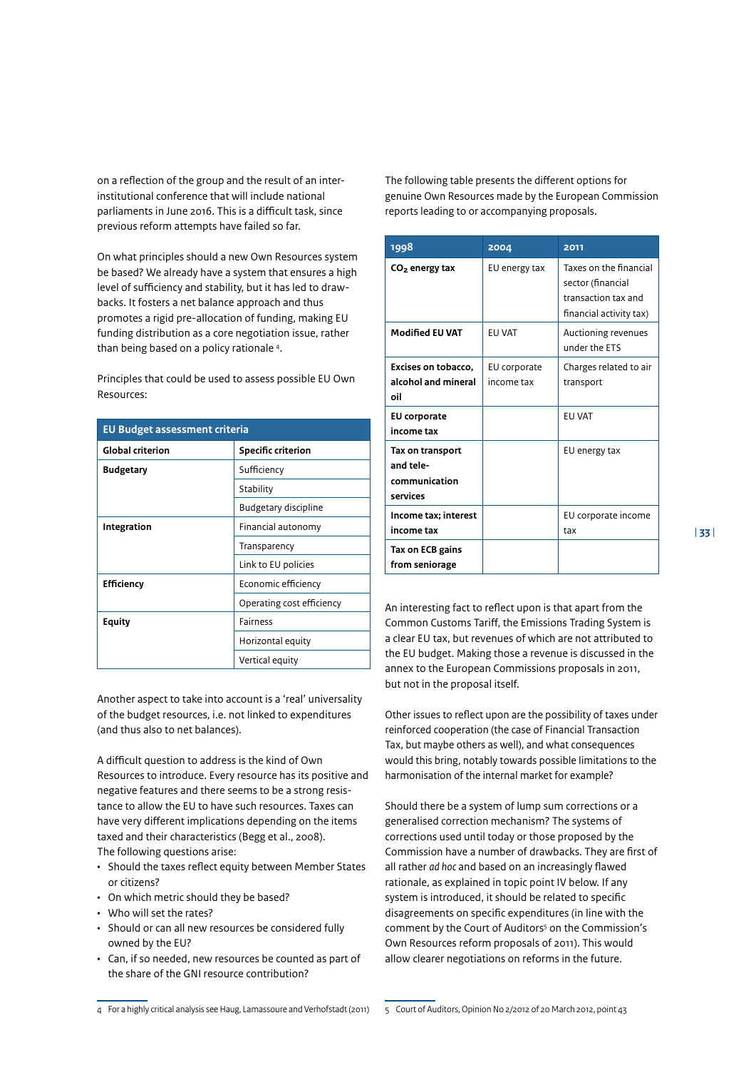on a reflection of the group and the result of an inter-institutional conference that will include national parliaments in June 2016. This is a difficult task, since previous reform attempts have failed so far.

On what principles should a new Own Resources system be based? We already have a system that ensures a high level of sufficiency and stability, but it has led to drawbacks. It fosters a net balance approach and thus promotes a rigid pre-allocation of funding, making EU funding distribution as a core negotiation issue, rather than being based on a policy rationale [4].

Principles that could be used to assess possible EU Own Resources:

| EU Budget assessment criteria | |
|---|---|
| **Global criterion** | **Specific criterion** |
| **Budgetary** | Sufficiency |
| | Stability |
| | Budgetary discipline |
| **Integration** | Financial autonomy |
| | Transparency |
| | Link to EU policies |
| **Efficiency** | Economic efficiency |
| | Operating cost efficiency |
| **Equity** | Fairness |
| | Horizontal equity |
| | Vertical equity |

Another aspect to take into account is a 'real' universality of the budget resources, i.e. not linked to expenditures (and thus also to net balances).

A difficult question to address is the kind of Own Resources to introduce. Every resource has its positive and negative features and there seems to be a strong resistance to allow the EU to have such resources. Taxes can have very different implications depending on the items taxed and their characteristics (Begg et al., 2008).
The following questions arise:

- Should the taxes reflect equity between Member States or citizens?
- On which metric should they be based?
- Who will set the rates?
- Should or can all new resources be considered fully owned by the EU?
- Can, if so needed, new resources be counted as part of the share of the GNI resource contribution?

The following table presents the different options for genuine Own Resources made by the European Commission reports leading to or accompanying proposals.

| 1998 | 2004 | 2011 |
|---|---|---|
| **$CO_2$ energy tax** | EU energy tax | Taxes on the financial sector (financial transaction tax and financial activity tax) |
| **Modified EU VAT** | EU VAT | Auctioning revenues under the ETS |
| **Excises on tobacco, alcohol and mineral oil** | EU corporate income tax | Charges related to air transport |
| **EU corporate income tax** | | EU VAT |
| **Tax on transport and tele-communication services** | | EU energy tax |
| **Income tax; interest income tax** | | EU corporate income tax |
| **Tax on ECB gains from seniorage** | | |

An interesting fact to reflect upon is that apart from the Common Customs Tariff, the Emissions Trading System is a clear EU tax, but revenues of which are not attributed to the EU budget. Making those a revenue is discussed in the annex to the European Commissions proposals in 2011, but not in the proposal itself.

Other issues to reflect upon are the possibility of taxes under reinforced cooperation (the case of Financial Transaction Tax, but maybe others as well), and what consequences would this bring, notably towards possible limitations to the harmonisation of the internal market for example?

Should there be a system of lump sum corrections or a generalised correction mechanism? The systems of corrections used until today or those proposed by the Commission have a number of drawbacks. They are first of all rather *ad hoc* and based on an increasingly flawed rationale, as explained in topic point IV below. If any system is introduced, it should be related to specific disagreements on specific expenditures (in line with the comment by the Court of Auditors[5] on the Commission's Own Resources reform proposals of 2011). This would allow clearer negotiations on reforms in the future.

4 For a highly critical analysis see Haug, Lamassoure and Verhofstadt (2011)

5 Court of Auditors, Opinion No 2/2012 of 20 March 2012, point 43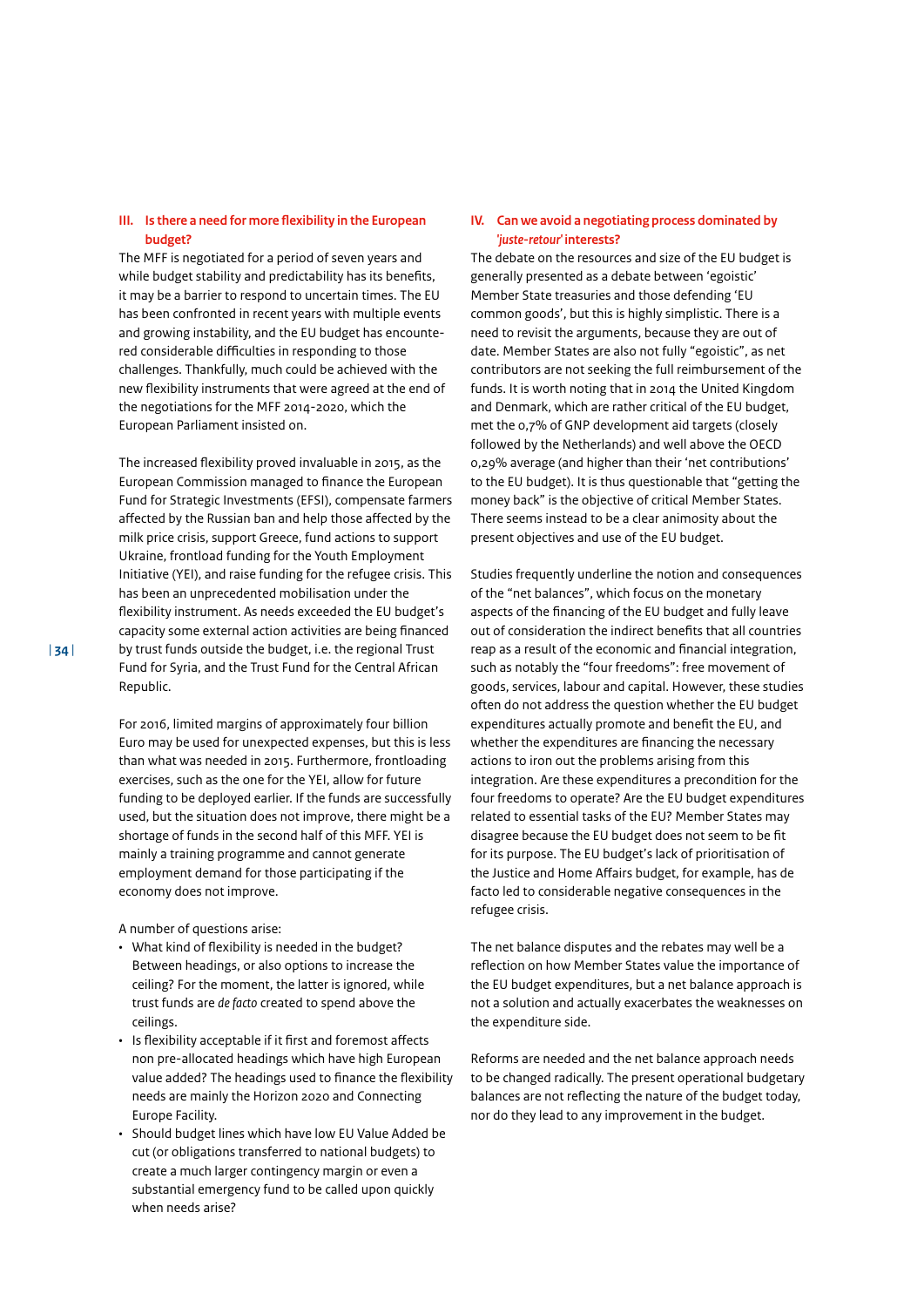### III. Is there a need for more flexibility in the European budget?

The MFF is negotiated for a period of seven years and while budget stability and predictability has its benefits, it may be a barrier to respond to uncertain times. The EU has been confronted in recent years with multiple events and growing instability, and the EU budget has encountered considerable difficulties in responding to those challenges. Thankfully, much could be achieved with the new flexibility instruments that were agreed at the end of the negotiations for the MFF 2014-2020, which the European Parliament insisted on.

The increased flexibility proved invaluable in 2015, as the European Commission managed to finance the European Fund for Strategic Investments (EFSI), compensate farmers affected by the Russian ban and help those affected by the milk price crisis, support Greece, fund actions to support Ukraine, frontload funding for the Youth Employment Initiative (YEI), and raise funding for the refugee crisis. This has been an unprecedented mobilisation under the flexibility instrument. As needs exceeded the EU budget's capacity some external action activities are being financed by trust funds outside the budget, i.e. the regional Trust Fund for Syria, and the Trust Fund for the Central African Republic.

For 2016, limited margins of approximately four billion Euro may be used for unexpected expenses, but this is less than what was needed in 2015. Furthermore, frontloading exercises, such as the one for the YEI, allow for future funding to be deployed earlier. If the funds are successfully used, but the situation does not improve, there might be a shortage of funds in the second half of this MFF. YEI is mainly a training programme and cannot generate employment demand for those participating if the economy does not improve.

A number of questions arise:

- What kind of flexibility is needed in the budget? Between headings, or also options to increase the ceiling? For the moment, the latter is ignored, while trust funds are *de facto* created to spend above the ceilings.
- Is flexibility acceptable if it first and foremost affects non pre-allocated headings which have high European value added? The headings used to finance the flexibility needs are mainly the Horizon 2020 and Connecting Europe Facility.
- Should budget lines which have low EU Value Added be cut (or obligations transferred to national budgets) to create a much larger contingency margin or even a substantial emergency fund to be called upon quickly when needs arise?

### IV. Can we avoid a negotiating process dominated by *'juste-retour'* interests?

The debate on the resources and size of the EU budget is generally presented as a debate between 'egoistic' Member State treasuries and those defending 'EU common goods', but this is highly simplistic. There is a need to revisit the arguments, because they are out of date. Member States are also not fully "egoistic", as net contributors are not seeking the full reimbursement of the funds. It is worth noting that in 2014 the United Kingdom and Denmark, which are rather critical of the EU budget, met the 0,7% of GNP development aid targets (closely followed by the Netherlands) and well above the OECD 0,29% average (and higher than their 'net contributions' to the EU budget). It is thus questionable that "getting the money back" is the objective of critical Member States. There seems instead to be a clear animosity about the present objectives and use of the EU budget.

Studies frequently underline the notion and consequences of the "net balances", which focus on the monetary aspects of the financing of the EU budget and fully leave out of consideration the indirect benefits that all countries reap as a result of the economic and financial integration, such as notably the "four freedoms": free movement of goods, services, labour and capital. However, these studies often do not address the question whether the EU budget expenditures actually promote and benefit the EU, and whether the expenditures are financing the necessary actions to iron out the problems arising from this integration. Are these expenditures a precondition for the four freedoms to operate? Are the EU budget expenditures related to essential tasks of the EU? Member States may disagree because the EU budget does not seem to be fit for its purpose. The EU budget's lack of prioritisation of the Justice and Home Affairs budget, for example, has de facto led to considerable negative consequences in the refugee crisis.

The net balance disputes and the rebates may well be a reflection on how Member States value the importance of the EU budget expenditures, but a net balance approach is not a solution and actually exacerbates the weaknesses on the expenditure side.

Reforms are needed and the net balance approach needs to be changed radically. The present operational budgetary balances are not reflecting the nature of the budget today, nor do they lead to any improvement in the budget.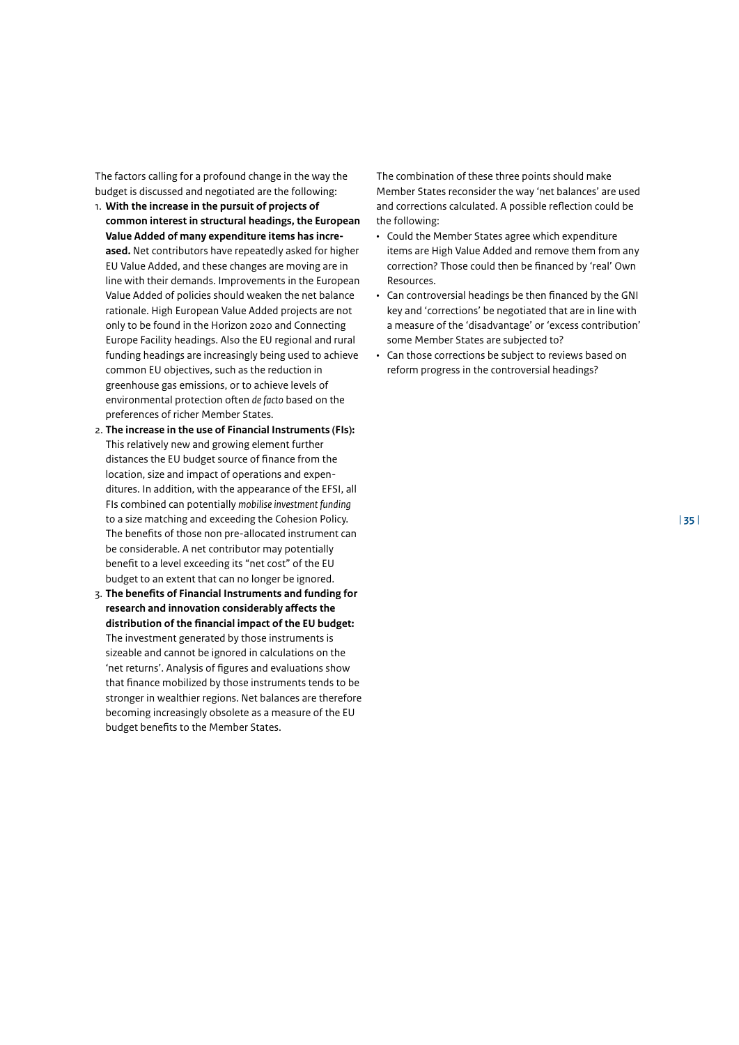The factors calling for a profound change in the way the budget is discussed and negotiated are the following:

1. **With the increase in the pursuit of projects of common interest in structural headings, the European Value Added of many expenditure items has increased.** Net contributors have repeatedly asked for higher EU Value Added, and these changes are moving are in line with their demands. Improvements in the European Value Added of policies should weaken the net balance rationale. High European Value Added projects are not only to be found in the Horizon 2020 and Connecting Europe Facility headings. Also the EU regional and rural funding headings are increasingly being used to achieve common EU objectives, such as the reduction in greenhouse gas emissions, or to achieve levels of environmental protection often *de facto* based on the preferences of richer Member States.
2. **The increase in the use of Financial Instruments (FIs):** This relatively new and growing element further distances the EU budget source of finance from the location, size and impact of operations and expenditures. In addition, with the appearance of the EFSI, all FIs combined can potentially *mobilise investment funding* to a size matching and exceeding the Cohesion Policy. The benefits of those non pre-allocated instrument can be considerable. A net contributor may potentially benefit to a level exceeding its "net cost" of the EU budget to an extent that can no longer be ignored.
3. **The benefits of Financial Instruments and funding for research and innovation considerably affects the distribution of the financial impact of the EU budget:** The investment generated by those instruments is sizeable and cannot be ignored in calculations on the 'net returns'. Analysis of figures and evaluations show that finance mobilized by those instruments tends to be stronger in wealthier regions. Net balances are therefore becoming increasingly obsolete as a measure of the EU budget benefits to the Member States.

The combination of these three points should make Member States reconsider the way 'net balances' are used and corrections calculated. A possible reflection could be the following:

- Could the Member States agree which expenditure items are High Value Added and remove them from any correction? Those could then be financed by 'real' Own Resources.
- Can controversial headings be then financed by the GNI key and 'corrections' be negotiated that are in line with a measure of the 'disadvantage' or 'excess contribution' some Member States are subjected to?
- Can those corrections be subject to reviews based on reform progress in the controversial headings?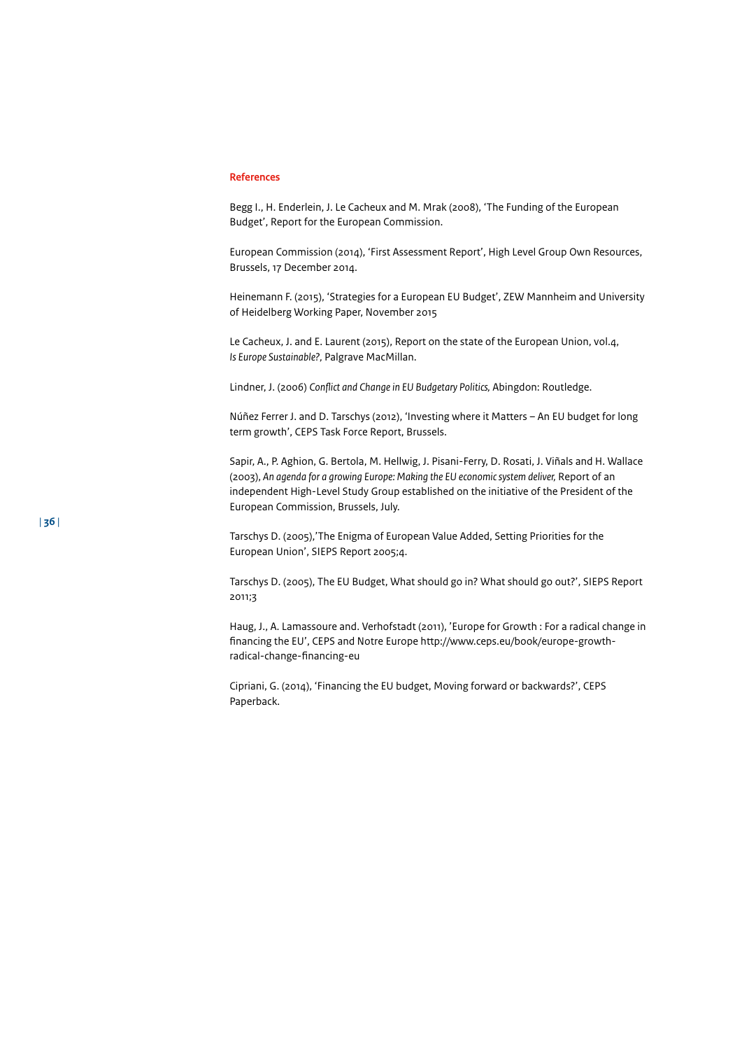## References

Begg I., H. Enderlein, J. Le Cacheux and M. Mrak (2008), 'The Funding of the European Budget', Report for the European Commission.

European Commission (2014), 'First Assessment Report', High Level Group Own Resources, Brussels, 17 December 2014.

Heinemann F. (2015), 'Strategies for a European EU Budget', ZEW Mannheim and University of Heidelberg Working Paper, November 2015

Le Cacheux, J. and E. Laurent (2015), Report on the state of the European Union, vol.4, *Is Europe Sustainable?*, Palgrave MacMillan.

Lindner, J. (2006) *Conflict and Change in EU Budgetary Politics,* Abingdon: Routledge.

Núñez Ferrer J. and D. Tarschys (2012), 'Investing where it Matters – An EU budget for long term growth', CEPS Task Force Report, Brussels.

Sapir, A., P. Aghion, G. Bertola, M. Hellwig, J. Pisani-Ferry, D. Rosati, J. Viñals and H. Wallace (2003), *An agenda for a growing Europe: Making the EU economic system deliver,* Report of an independent High-Level Study Group established on the initiative of the President of the European Commission, Brussels, July.

Tarschys D. (2005),'The Enigma of European Value Added, Setting Priorities for the European Union', SIEPS Report 2005;4.

Tarschys D. (2005), The EU Budget, What should go in? What should go out?', SIEPS Report 2011;3

Haug, J., A. Lamassoure and. Verhofstadt (2011), 'Europe for Growth : For a radical change in financing the EU', CEPS and Notre Europe http://www.ceps.eu/book/europe-growth-radical-change-financing-eu

Cipriani, G. (2014), 'Financing the EU budget, Moving forward or backwards?', CEPS Paperback.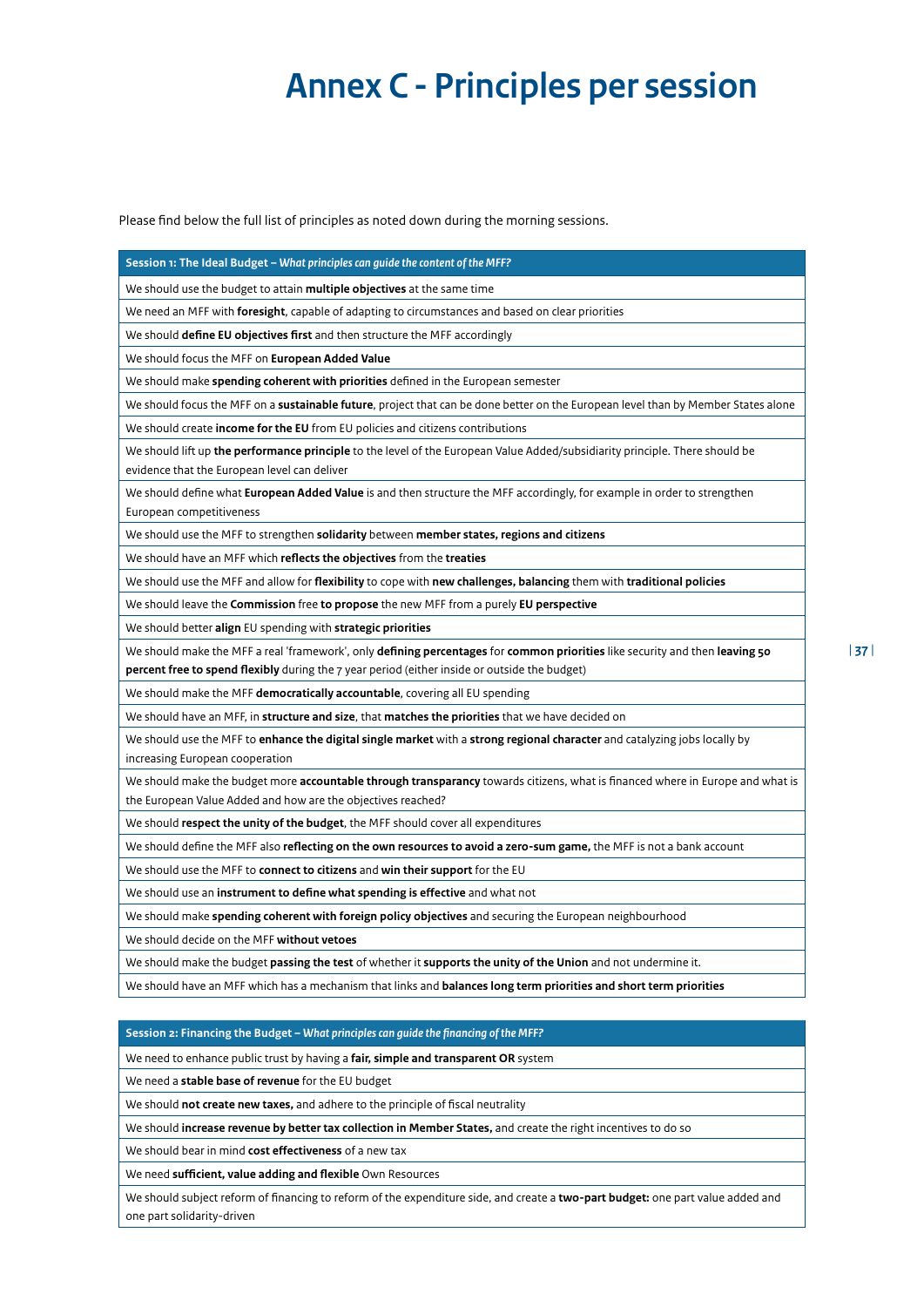# Annex C - Principles per session

Please find below the full list of principles as noted down during the morning sessions.

| **Session 1: The Ideal Budget** – ***What principles can guide the content of the MFF?*** |
|---|
| We should use the budget to attain **multiple objectives** at the same time |
| We need an MFF with **foresight**, capable of adapting to circumstances and based on clear priorities |
| We should **define EU objectives first** and then structure the MFF accordingly |
| We should focus the MFF on **European Added Value** |
| We should make **spending coherent with priorities** defined in the European semester |
| We should focus the MFF on a **sustainable future**, project that can be done better on the European level than by Member States alone |
| We should create **income for the EU** from EU policies and citizens contributions |
| We should lift up **the performance principle** to the level of the European Value Added/subsidiarity principle. There should be evidence that the European level can deliver |
| We should define what **European Added Value** is and then structure the MFF accordingly, for example in order to strengthen European competitiveness |
| We should use the MFF to strengthen **solidarity** between **member states, regions and citizens** |
| We should have an MFF which **reflects the objectives** from the **treaties** |
| We should use the MFF and allow for **flexibility** to cope with **new challenges, balancing** them with **traditional policies** |
| We should leave the **Commission** free **to propose** the new MFF from a purely **EU perspective** |
| We should better **align** EU spending with **strategic priorities** |
| We should make the MFF a real 'framework', only **defining percentages** for **common priorities** like security and then **leaving 50 percent free to spend flexibly** during the 7 year period (either inside or outside the budget) |
| We should make the MFF **democratically accountable**, covering all EU spending |
| We should have an MFF, in **structure and size**, that **matches the priorities** that we have decided on |
| We should use the MFF to **enhance the digital single market** with a **strong regional character** and catalyzing jobs locally by increasing European cooperation |
| We should make the budget more **accountable through transparancy** towards citizens, what is financed where in Europe and what is the European Value Added and how are the objectives reached? |
| We should **respect the unity of the budget**, the MFF should cover all expenditures |
| We should define the MFF also **reflecting on the own resources to avoid a zero-sum game,** the MFF is not a bank account |
| We should use the MFF to **connect to citizens** and **win their support** for the EU |
| We should use an **instrument to define what spending is effective** and what not |
| We should make **spending coherent with foreign policy objectives** and securing the European neighbourhood |
| We should decide on the MFF **without vetoes** |
| We should make the budget **passing the test** of whether it **supports the unity of the Union** and not undermine it. |
| We should have an MFF which has a mechanism that links and **balances long term priorities and short term priorities** |

| **Session 2: Financing the Budget** – ***What principles can guide the financing of the MFF?*** |
|---|
| We need to enhance public trust by having a **fair, simple and transparent OR** system |
| We need a **stable base of revenue** for the EU budget |
| We should **not create new taxes,** and adhere to the principle of fiscal neutrality |
| We should **increase revenue by better tax collection in Member States,** and create the right incentives to do so |
| We should bear in mind **cost effectiveness** of a new tax |
| We need **sufficient, value adding and flexible** Own Resources |
| We should subject reform of financing to reform of the expenditure side, and create a **two-part budget:** one part value added and one part solidarity-driven |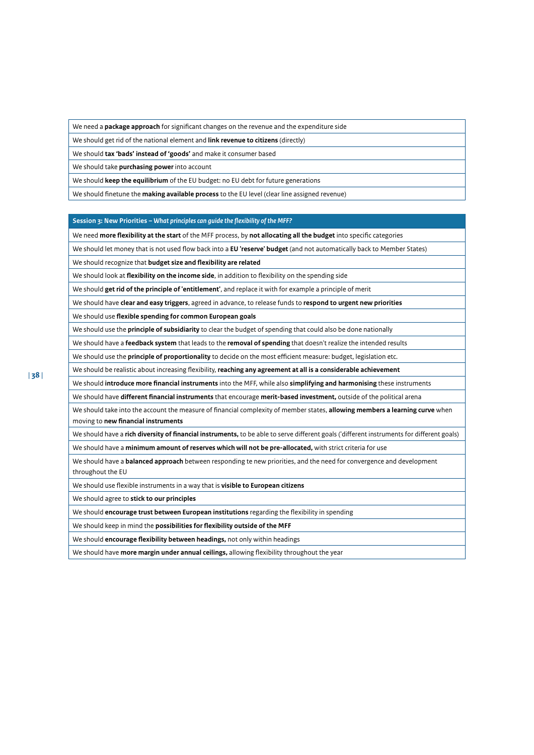| We need a **package approach** for significant changes on the revenue and the expenditure side |
|---|
| We should get rid of the national element and **link revenue to citizens** (directly) |
| We should **tax 'bads' instead of 'goods'** and make it consumer based |
| We should take **purchasing power** into account |
| We should **keep the equilibrium** of the EU budget: no EU debt for future generations |
| We should finetune the **making available process** to the EU level (clear line assigned revenue) |

| **Session 3: New Priorities** – ***What principles can guide the flexibility of the MFF?*** |
|---|
| We need **more flexibility at the start** of the MFF process, by **not allocating all the budget** into specific categories |
| We should let money that is not used flow back into a **EU 'reserve' budget** (and not automatically back to Member States) |
| We should recognize that **budget size and flexibility are related** |
| We should look at **flexibility on the income side**, in addition to flexibility on the spending side |
| We should **get rid of the principle of 'entitlement'**, and replace it with for example a principle of merit |
| We should have **clear and easy triggers**, agreed in advance, to release funds to **respond to urgent new priorities** |
| We should use **flexible spending for common European goals** |
| We should use the **principle of subsidiarity** to clear the budget of spending that could also be done nationally |
| We should have a **feedback system** that leads to the **removal of spending** that doesn't realize the intended results |
| We should use the **principle of proportionality** to decide on the most efficient measure: budget, legislation etc. |
| We should be realistic about increasing flexibility, **reaching any agreement at all is a considerable achievement** |
| We should **introduce more financial instruments** into the MFF, while also **simplifying and harmonising** these instruments |
| We should have **different financial instruments** that encourage **merit-based investment,** outside of the political arena |
| We should take into the account the measure of financial complexity of member states, **allowing members a learning curve** when moving to **new financial instruments** |
| We should have a **rich diversity of financial instruments,** to be able to serve different goals ('different instruments for different goals) |
| We should have a **minimum amount of reserves which will not be pre-allocated,** with strict criteria for use |
| We should have a **balanced approach** between responding te new priorities, and the need for convergence and development throughout the EU |
| We should use flexible instruments in a way that is **visible to European citizens** |
| We should agree to **stick to our principles** |
| We should **encourage trust between European institutions** regarding the flexibility in spending |
| We should keep in mind the **possibilities for flexibility outside of the MFF** |
| We should **encourage flexibility between headings,** not only within headings |
| We should have **more margin under annual ceilings,** allowing flexibility throughout the year |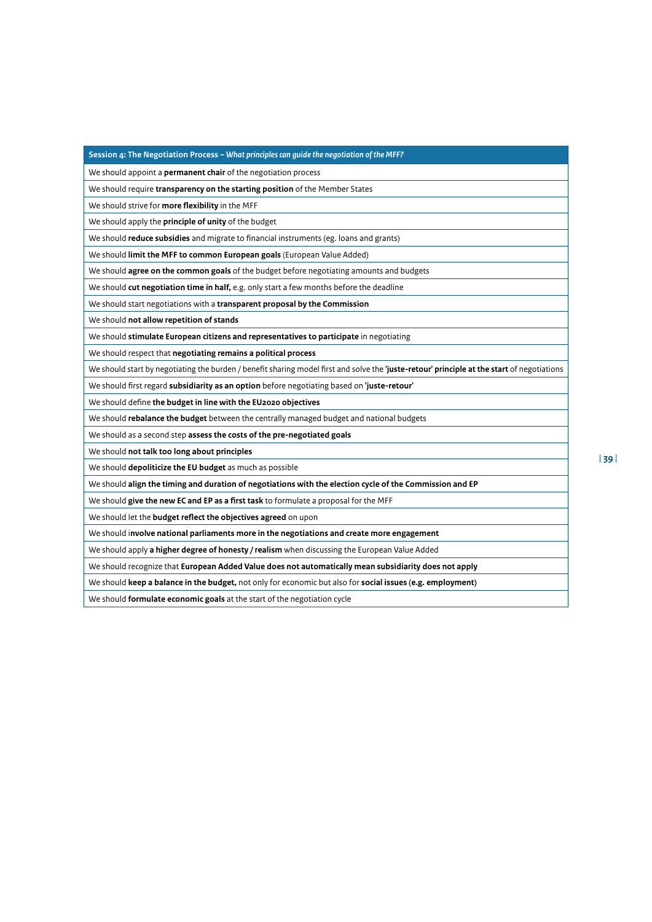| **Session 4: The Negotiation Process –** ***What principles can guide the negotiation of the MFF?*** |
|---|
| We should appoint a **permanent chair** of the negotiation process |
| We should require **transparency on the starting position** of the Member States |
| We should strive for **more flexibility** in the MFF |
| We should apply the **principle of unity** of the budget |
| We should **reduce subsidies** and migrate to financial instruments (eg. loans and grants) |
| We should **limit the MFF to common European goals** (European Value Added) |
| We should **agree on the common goals** of the budget before negotiating amounts and budgets |
| We should **cut negotiation time in half,** e.g. only start a few months before the deadline |
| We should start negotiations with a **transparent proposal by the Commission** |
| We should **not allow repetition of stands** |
| We should **stimulate European citizens and representatives to participate** in negotiating |
| We should respect that **negotiating remains a political process** |
| We should start by negotiating the burden / benefit sharing model first and solve the **'juste-retour' principle at the start** of negotiations |
| We should first regard **subsidiarity as an option** before negotiating based on **'juste-retour'** |
| We should define **the budget in line with the EU2020 objectives** |
| We should **rebalance the budget** between the centrally managed budget and national budgets |
| We should as a second step **assess the costs of the pre-negotiated goals** |
| We should **not talk too long about principles** |
| We should **depoliticize the EU budget** as much as possible |
| We should **align the timing and duration of negotiations with the election cycle of the Commission and EP** |
| We should **give the new EC and EP as a first task** to formulate a proposal for the MFF |
| We should let the **budget reflect the objectives agreed** on upon |
| We should i**nvolve national parliaments more in the negotiations and create more engagement** |
| We should apply **a higher degree of honesty / realism** when discussing the European Value Added |
| We should recognize that **European Added Value does not automatically mean subsidiarity does not apply** |
| We should **keep a balance in the budget,** not only for economic but also for **social issues** (**e.g. employment**) |
| We should **formulate economic goals** at the start of the negotiation cycle |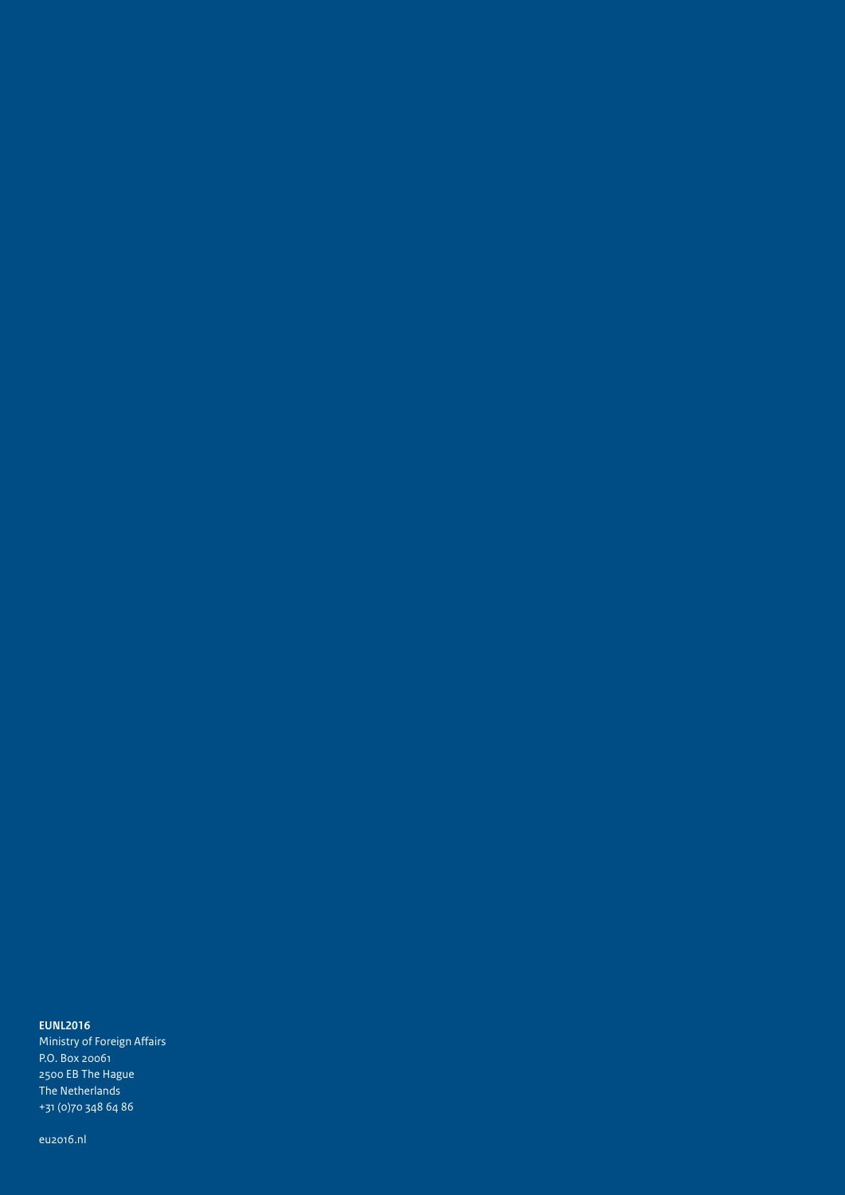**EUNL2016**
Ministry of Foreign Affairs
P.O. Box 20061
2500 EB The Hague
The Netherlands
+31 (0)70 348 64 86

eu2016.nl